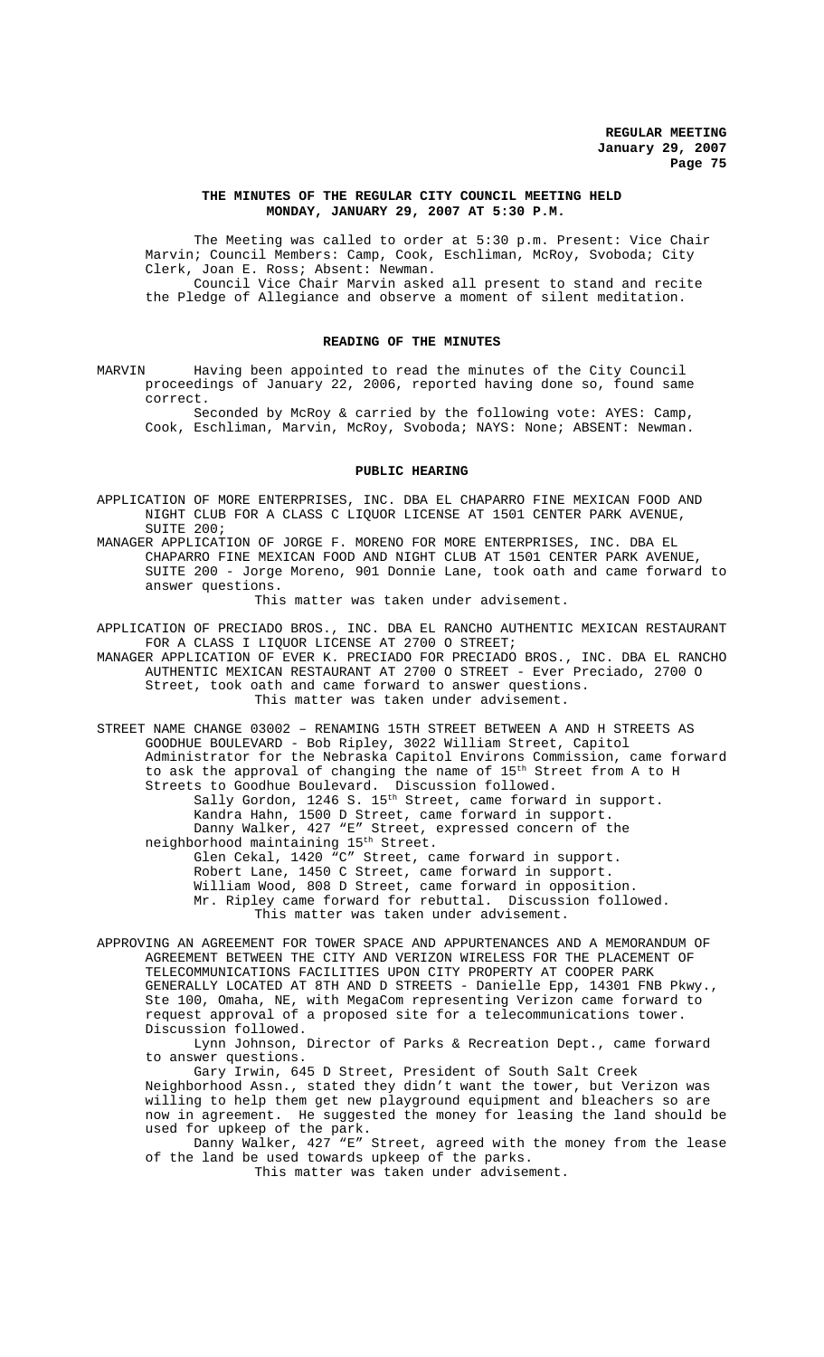**THE MINUTES OF THE REGULAR CITY COUNCIL MEETING HELD MONDAY, JANUARY 29, 2007 AT 5:30 P.M.**

The Meeting was called to order at 5:30 p.m. Present: Vice Chair Marvin; Council Members: Camp, Cook, Eschliman, McRoy, Svoboda; City Clerk, Joan E. Ross; Absent: Newman.

Council Vice Chair Marvin asked all present to stand and recite the Pledge of Allegiance and observe a moment of silent meditation.

## READING OF THE MINUTES

MARVIN Having been appointed to read the minutes of the City Council proceedings of January 22, 2006, reported having done so, found same correct.

Seconded by McRoy & carried by the following vote: AYES: Camp, Cook, Eschliman, Marvin, McRoy, Svoboda; NAYS: None; ABSENT: Newman.

## PUBLIC HEARING

APPLICATION OF MORE ENTERPRISES, INC. DBA EL CHAPARRO FINE MEXICAN FOOD AND NIGHT CLUB FOR A CLASS C LIQUOR LICENSE AT 1501 CENTER PARK AVENUE, SUITE 200;

MANAGER APPLICATION OF JORGE F. MORENO FOR MORE ENTERPRISES, INC. DBA EL CHAPARRO FINE MEXICAN FOOD AND NIGHT CLUB AT 1501 CENTER PARK AVENUE, SUITE 200 - Jorge Moreno, 901 Donnie Lane, took oath and came forward to answer questions.

This matter was taken under advisement.

APPLICATION OF PRECIADO BROS., INC. DBA EL RANCHO AUTHENTIC MEXICAN RESTAURANT FOR A CLASS I LIQUOR LICENSE AT 2700 O STREET;

MANAGER APPLICATION OF EVER K. PRECIADO FOR PRECIADO BROS., INC. DBA EL RANCHO AUTHENTIC MEXICAN RESTAURANT AT 2700 O STREET - Ever Preciado, 2700 O Street, took oath and came forward to answer questions.

This matter was taken under advisement.

STREET NAME CHANGE 03002 – RENAMING 15TH STREET BETWEEN A AND H STREETS AS GOODHUE BOULEVARD - Bob Ripley, 3022 William Street, Capitol Administrator for the Nebraska Capitol Environs Commission, came forward to ask the approval of changing the name of 15th Street from A to H Streets to Goodhue Boulevard. Discussion followed.

Sally Gordon, 1246 S. 15th Street, came forward in support.

Kandra Hahn, 1500 D Street, came forward in support.

Danny Walker, 427 "E" Street, expressed concern of the neighborhood maintaining 15th Street.

Glen Cekal, 1420 "C" Street, came forward in support.

Robert Lane, 1450 C Street, came forward in support.

William Wood, 808 D Street, came forward in opposition.

Mr. Ripley came forward for rebuttal. Discussion followed.

This matter was taken under advisement.

APPROVING AN AGREEMENT FOR TOWER SPACE AND APPURTENANCES AND A MEMORANDUM OF AGREEMENT BETWEEN THE CITY AND VERIZON WIRELESS FOR THE PLACEMENT OF TELECOMMUNICATIONS FACILITIES UPON CITY PROPERTY AT COOPER PARK GENERALLY LOCATED AT 8TH AND D STREETS - Danielle Epp, 14301 FNB Pkwy., Ste 100, Omaha, NE, with MegaCom representing Verizon came forward to request approval of a proposed site for a telecommunications tower. Discussion followed.

Lynn Johnson, Director of Parks & Recreation Dept., came forward to answer questions.

Gary Irwin, 645 D Street, President of South Salt Creek Neighborhood Assn., stated they didn't want the tower, but Verizon was willing to help them get new playground equipment and bleachers so are now in agreement. He suggested the money for leasing the land should be used for upkeep of the park.

Danny Walker, 427 "E" Street, agreed with the money from the lease of the land be used towards upkeep of the parks.

This matter was taken under advisement.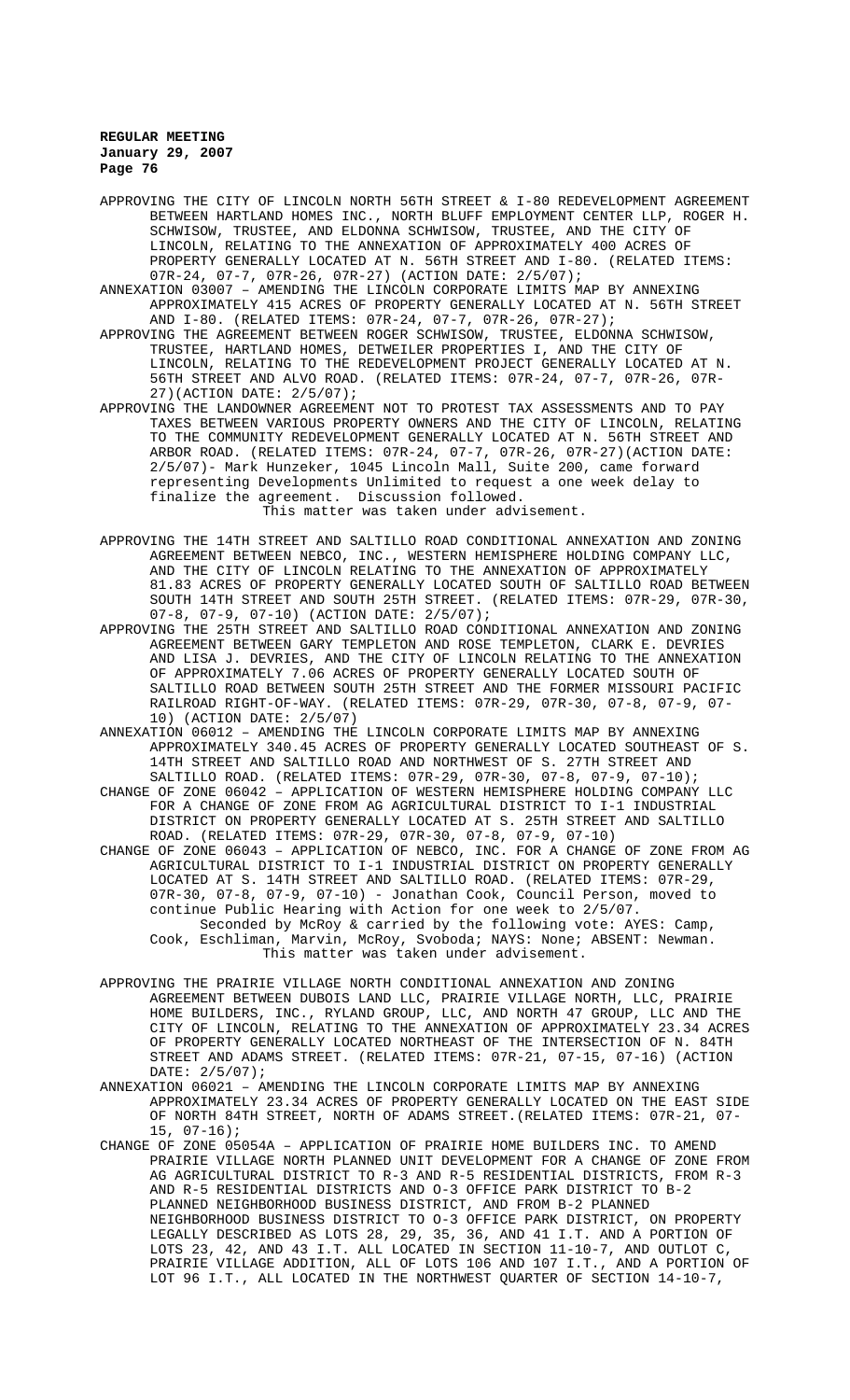APPROVING THE CITY OF LINCOLN NORTH 56TH STREET & I-80 REDEVELOPMENT AGREEMENT BETWEEN HARTLAND HOMES INC., NORTH BLUFF EMPLOYMENT CENTER LLP, ROGER H. SCHWISOW, TRUSTEE, AND ELDONNA SCHWISOW, TRUSTEE, AND THE CITY OF LINCOLN, RELATING TO THE ANNEXATION OF APPROXIMATELY 400 ACRES OF PROPERTY GENERALLY LOCATED AT N. 56TH STREET AND I-80. (RELATED ITEMS: 07R-24, 07-7, 07R-26, 07R-27) (ACTION DATE: 2/5/07);

ANNEXATION 03007 – AMENDING THE LINCOLN CORPORATE LIMITS MAP BY ANNEXING APPROXIMATELY 415 ACRES OF PROPERTY GENERALLY LOCATED AT N. 56TH STREET AND I-80. (RELATED ITEMS: 07R-24, 07-7, 07R-26, 07R-27);

APPROVING THE AGREEMENT BETWEEN ROGER SCHWISOW, TRUSTEE, ELDONNA SCHWISOW, TRUSTEE, HARTLAND HOMES, DETWEILER PROPERTIES I, AND THE CITY OF LINCOLN, RELATING TO THE REDEVELOPMENT PROJECT GENERALLY LOCATED AT N. 56TH STREET AND ALVO ROAD. (RELATED ITEMS: 07R-24, 07-7, 07R-26, 07R-27)(ACTION DATE: 2/5/07);

APPROVING THE LANDOWNER AGREEMENT NOT TO PROTEST TAX ASSESSMENTS AND TO PAY TAXES BETWEEN VARIOUS PROPERTY OWNERS AND THE CITY OF LINCOLN, RELATING TO THE COMMUNITY REDEVELOPMENT GENERALLY LOCATED AT N. 56TH STREET AND ARBOR ROAD. (RELATED ITEMS: 07R-24, 07-7, 07R-26, 07R-27)(ACTION DATE: 2/5/07)- Mark Hunzeker, 1045 Lincoln Mall, Suite 200, came forward representing Developments Unlimited to request a one week delay to finalize the agreement. Discussion followed.
This matter was taken under advisement.

APPROVING THE 14TH STREET AND SALTILLO ROAD CONDITIONAL ANNEXATION AND ZONING AGREEMENT BETWEEN NEBCO, INC., WESTERN HEMISPHERE HOLDING COMPANY LLC, AND THE CITY OF LINCOLN RELATING TO THE ANNEXATION OF APPROXIMATELY 81.83 ACRES OF PROPERTY GENERALLY LOCATED SOUTH OF SALTILLO ROAD BETWEEN SOUTH 14TH STREET AND SOUTH 25TH STREET. (RELATED ITEMS: 07R-29, 07R-30, 07-8, 07-9, 07-10) (ACTION DATE: 2/5/07);

APPROVING THE 25TH STREET AND SALTILLO ROAD CONDITIONAL ANNEXATION AND ZONING AGREEMENT BETWEEN GARY TEMPLETON AND ROSE TEMPLETON, CLARK E. DEVRIES AND LISA J. DEVRIES, AND THE CITY OF LINCOLN RELATING TO THE ANNEXATION OF APPROXIMATELY 7.06 ACRES OF PROPERTY GENERALLY LOCATED SOUTH OF SALTILLO ROAD BETWEEN SOUTH 25TH STREET AND THE FORMER MISSOURI PACIFIC RAILROAD RIGHT-OF-WAY. (RELATED ITEMS: 07R-29, 07R-30, 07-8, 07-9, 07-10) (ACTION DATE: 2/5/07)

ANNEXATION 06012 – AMENDING THE LINCOLN CORPORATE LIMITS MAP BY ANNEXING APPROXIMATELY 340.45 ACRES OF PROPERTY GENERALLY LOCATED SOUTHEAST OF S. 14TH STREET AND SALTILLO ROAD AND NORTHWEST OF S. 27TH STREET AND SALTILLO ROAD. (RELATED ITEMS: 07R-29, 07R-30, 07-8, 07-9, 07-10);

CHANGE OF ZONE 06042 – APPLICATION OF WESTERN HEMISPHERE HOLDING COMPANY LLC FOR A CHANGE OF ZONE FROM AG AGRICULTURAL DISTRICT TO I-1 INDUSTRIAL DISTRICT ON PROPERTY GENERALLY LOCATED AT S. 25TH STREET AND SALTILLO ROAD. (RELATED ITEMS: 07R-29, 07R-30, 07-8, 07-9, 07-10)

CHANGE OF ZONE 06043 – APPLICATION OF NEBCO, INC. FOR A CHANGE OF ZONE FROM AG AGRICULTURAL DISTRICT TO I-1 INDUSTRIAL DISTRICT ON PROPERTY GENERALLY LOCATED AT S. 14TH STREET AND SALTILLO ROAD. (RELATED ITEMS: 07R-29, 07R-30, 07-8, 07-9, 07-10) - Jonathan Cook, Council Person, moved to continue Public Hearing with Action for one week to 2/5/07.
Seconded by McRoy & carried by the following vote: AYES: Camp, Cook, Eschliman, Marvin, McRoy, Svoboda; NAYS: None; ABSENT: Newman.
This matter was taken under advisement.

APPROVING THE PRAIRIE VILLAGE NORTH CONDITIONAL ANNEXATION AND ZONING AGREEMENT BETWEEN DUBOIS LAND LLC, PRAIRIE VILLAGE NORTH, LLC, PRAIRIE HOME BUILDERS, INC., RYLAND GROUP, LLC, AND NORTH 47 GROUP, LLC AND THE CITY OF LINCOLN, RELATING TO THE ANNEXATION OF APPROXIMATELY 23.34 ACRES OF PROPERTY GENERALLY LOCATED NORTHEAST OF THE INTERSECTION OF N. 84TH STREET AND ADAMS STREET. (RELATED ITEMS: 07R-21, 07-15, 07-16) (ACTION DATE: 2/5/07);

ANNEXATION 06021 – AMENDING THE LINCOLN CORPORATE LIMITS MAP BY ANNEXING APPROXIMATELY 23.34 ACRES OF PROPERTY GENERALLY LOCATED ON THE EAST SIDE OF NORTH 84TH STREET, NORTH OF ADAMS STREET.(RELATED ITEMS: 07R-21, 07-15, 07-16);

CHANGE OF ZONE 05054A – APPLICATION OF PRAIRIE HOME BUILDERS INC. TO AMEND PRAIRIE VILLAGE NORTH PLANNED UNIT DEVELOPMENT FOR A CHANGE OF ZONE FROM AG AGRICULTURAL DISTRICT TO R-3 AND R-5 RESIDENTIAL DISTRICTS, FROM R-3 AND R-5 RESIDENTIAL DISTRICTS AND O-3 OFFICE PARK DISTRICT TO B-2 PLANNED NEIGHBORHOOD BUSINESS DISTRICT, AND FROM B-2 PLANNED NEIGHBORHOOD BUSINESS DISTRICT TO O-3 OFFICE PARK DISTRICT, ON PROPERTY LEGALLY DESCRIBED AS LOTS 28, 29, 35, 36, AND 41 I.T. AND A PORTION OF LOTS 23, 42, AND 43 I.T. ALL LOCATED IN SECTION 11-10-7, AND OUTLOT C, PRAIRIE VILLAGE ADDITION, ALL OF LOTS 106 AND 107 I.T., AND A PORTION OF LOT 96 I.T., ALL LOCATED IN THE NORTHWEST QUARTER OF SECTION 14-10-7,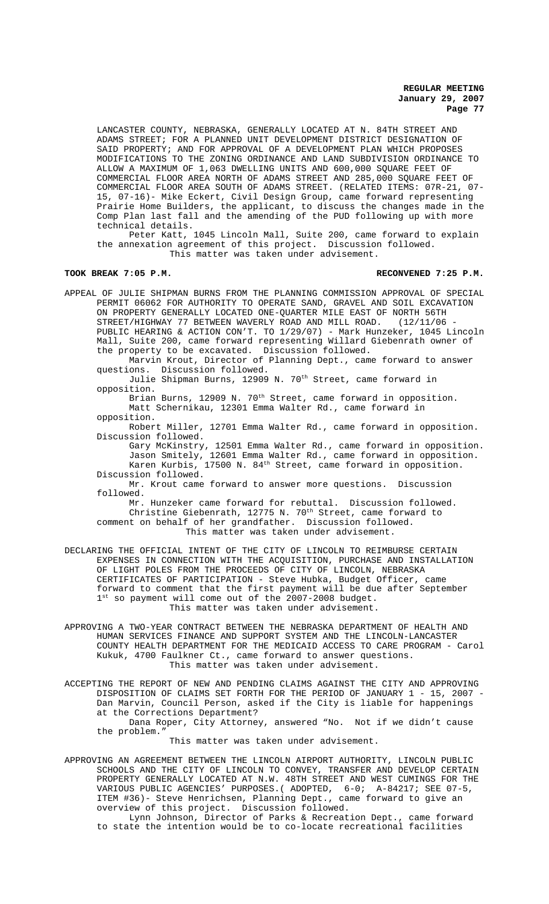LANCASTER COUNTY, NEBRASKA, GENERALLY LOCATED AT N. 84TH STREET AND ADAMS STREET; FOR A PLANNED UNIT DEVELOPMENT DISTRICT DESIGNATION OF SAID PROPERTY; AND FOR APPROVAL OF A DEVELOPMENT PLAN WHICH PROPOSES MODIFICATIONS TO THE ZONING ORDINANCE AND LAND SUBDIVISION ORDINANCE TO ALLOW A MAXIMUM OF 1,063 DWELLING UNITS AND 600,000 SQUARE FEET OF COMMERCIAL FLOOR AREA NORTH OF ADAMS STREET AND 285,000 SQUARE FEET OF COMMERCIAL FLOOR AREA SOUTH OF ADAMS STREET. (RELATED ITEMS: 07R-21, 07-15, 07-16)- Mike Eckert, Civil Design Group, came forward representing Prairie Home Builders, the applicant, to discuss the changes made in the Comp Plan last fall and the amending of the PUD following up with more technical details.

Peter Katt, 1045 Lincoln Mall, Suite 200, came forward to explain the annexation agreement of this project. Discussion followed.

This matter was taken under advisement.

**TOOK BREAK 7:05 P.M.** **RECONVENED 7:25 P.M.**

APPEAL OF JULIE SHIPMAN BURNS FROM THE PLANNING COMMISSION APPROVAL OF SPECIAL PERMIT 06062 FOR AUTHORITY TO OPERATE SAND, GRAVEL AND SOIL EXCAVATION ON PROPERTY GENERALLY LOCATED ONE-QUARTER MILE EAST OF NORTH 56TH STREET/HIGHWAY 77 BETWEEN WAVERLY ROAD AND MILL ROAD. (12/11/06 - PUBLIC HEARING & ACTION CON'T. TO 1/29/07) - Mark Hunzeker, 1045 Lincoln Mall, Suite 200, came forward representing Willard Giebenrath owner of the property to be excavated. Discussion followed.

Marvin Krout, Director of Planning Dept., came forward to answer questions. Discussion followed.

Julie Shipman Burns, 12909 N. 70th Street, came forward in opposition.

Brian Burns, 12909 N. 70th Street, came forward in opposition.

Matt Schernikau, 12301 Emma Walter Rd., came forward in opposition.

Robert Miller, 12701 Emma Walter Rd., came forward in opposition. Discussion followed.

Gary McKinstry, 12501 Emma Walter Rd., came forward in opposition.

Jason Smitely, 12601 Emma Walter Rd., came forward in opposition.

Karen Kurbis, 17500 N. 84th Street, came forward in opposition. Discussion followed.

Mr. Krout came forward to answer more questions. Discussion followed.

Mr. Hunzeker came forward for rebuttal. Discussion followed.

Christine Giebenrath, 12775 N. 70th Street, came forward to comment on behalf of her grandfather. Discussion followed.

This matter was taken under advisement.

DECLARING THE OFFICIAL INTENT OF THE CITY OF LINCOLN TO REIMBURSE CERTAIN EXPENSES IN CONNECTION WITH THE ACQUISITION, PURCHASE AND INSTALLATION OF LIGHT POLES FROM THE PROCEEDS OF CITY OF LINCOLN, NEBRASKA CERTIFICATES OF PARTICIPATION - Steve Hubka, Budget Officer, came forward to comment that the first payment will be due after September 1st so payment will come out of the 2007-2008 budget.

This matter was taken under advisement.

APPROVING A TWO-YEAR CONTRACT BETWEEN THE NEBRASKA DEPARTMENT OF HEALTH AND HUMAN SERVICES FINANCE AND SUPPORT SYSTEM AND THE LINCOLN-LANCASTER COUNTY HEALTH DEPARTMENT FOR THE MEDICAID ACCESS TO CARE PROGRAM - Carol Kukuk, 4700 Faulkner Ct., came forward to answer questions.

This matter was taken under advisement.

ACCEPTING THE REPORT OF NEW AND PENDING CLAIMS AGAINST THE CITY AND APPROVING DISPOSITION OF CLAIMS SET FORTH FOR THE PERIOD OF JANUARY 1 - 15, 2007 - Dan Marvin, Council Person, asked if the City is liable for happenings at the Corrections Department?

Dana Roper, City Attorney, answered "No. Not if we didn't cause the problem."

This matter was taken under advisement.

APPROVING AN AGREEMENT BETWEEN THE LINCOLN AIRPORT AUTHORITY, LINCOLN PUBLIC SCHOOLS AND THE CITY OF LINCOLN TO CONVEY, TRANSFER AND DEVELOP CERTAIN PROPERTY GENERALLY LOCATED AT N.W. 48TH STREET AND WEST CUMINGS FOR THE VARIOUS PUBLIC AGENCIES' PURPOSES.( ADOPTED, 6-0; A-84217; SEE 07-5, ITEM #36)- Steve Henrichsen, Planning Dept., came forward to give an overview of this project. Discussion followed.

Lynn Johnson, Director of Parks & Recreation Dept., came forward to state the intention would be to co-locate recreational facilities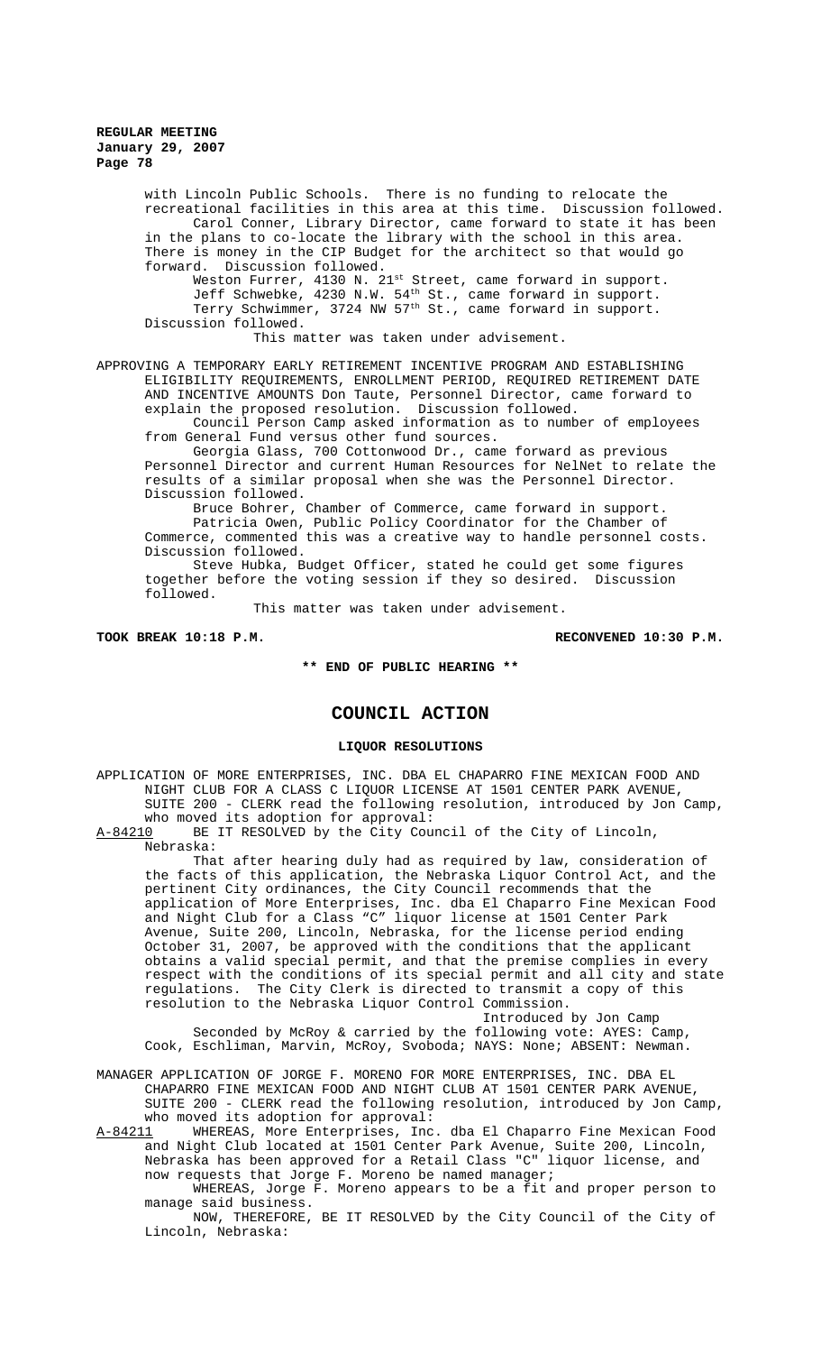with Lincoln Public Schools. There is no funding to relocate the recreational facilities in this area at this time. Discussion followed.

Carol Conner, Library Director, came forward to state it has been in the plans to co-locate the library with the school in this area. There is money in the CIP Budget for the architect so that would go forward. Discussion followed.

Weston Furrer, 4130 N. 21st Street, came forward in support.

Jeff Schwebke, 4230 N.W. 54th St., came forward in support.

Terry Schwimmer, 3724 NW 57th St., came forward in support.

Discussion followed.

This matter was taken under advisement.

APPROVING A TEMPORARY EARLY RETIREMENT INCENTIVE PROGRAM AND ESTABLISHING ELIGIBILITY REQUIREMENTS, ENROLLMENT PERIOD, REQUIRED RETIREMENT DATE AND INCENTIVE AMOUNTS Don Taute, Personnel Director, came forward to explain the proposed resolution. Discussion followed.

Council Person Camp asked information as to number of employees from General Fund versus other fund sources.

Georgia Glass, 700 Cottonwood Dr., came forward as previous Personnel Director and current Human Resources for NelNet to relate the results of a similar proposal when she was the Personnel Director. Discussion followed.

Bruce Bohrer, Chamber of Commerce, came forward in support.

Patricia Owen, Public Policy Coordinator for the Chamber of Commerce, commented this was a creative way to handle personnel costs. Discussion followed.

Steve Hubka, Budget Officer, stated he could get some figures together before the voting session if they so desired. Discussion followed.

This matter was taken under advisement.

**TOOK BREAK 10:18 P.M.** **RECONVENED 10:30 P.M.**

**\*\* END OF PUBLIC HEARING \*\***

## COUNCIL ACTION

### LIQUOR RESOLUTIONS

APPLICATION OF MORE ENTERPRISES, INC. DBA EL CHAPARRO FINE MEXICAN FOOD AND NIGHT CLUB FOR A CLASS C LIQUOR LICENSE AT 1501 CENTER PARK AVENUE, SUITE 200 - CLERK read the following resolution, introduced by Jon Camp, who moved its adoption for approval:

A-84210 BE IT RESOLVED by the City Council of the City of Lincoln, Nebraska:

That after hearing duly had as required by law, consideration of the facts of this application, the Nebraska Liquor Control Act, and the pertinent City ordinances, the City Council recommends that the application of More Enterprises, Inc. dba El Chaparro Fine Mexican Food and Night Club for a Class "C" liquor license at 1501 Center Park Avenue, Suite 200, Lincoln, Nebraska, for the license period ending October 31, 2007, be approved with the conditions that the applicant obtains a valid special permit, and that the premise complies in every respect with the conditions of its special permit and all city and state regulations. The City Clerk is directed to transmit a copy of this resolution to the Nebraska Liquor Control Commission.

Introduced by Jon Camp

Seconded by McRoy & carried by the following vote: AYES: Camp, Cook, Eschliman, Marvin, McRoy, Svoboda; NAYS: None; ABSENT: Newman.

MANAGER APPLICATION OF JORGE F. MORENO FOR MORE ENTERPRISES, INC. DBA EL CHAPARRO FINE MEXICAN FOOD AND NIGHT CLUB AT 1501 CENTER PARK AVENUE, SUITE 200 - CLERK read the following resolution, introduced by Jon Camp, who moved its adoption for approval:

A-84211 WHEREAS, More Enterprises, Inc. dba El Chaparro Fine Mexican Food and Night Club located at 1501 Center Park Avenue, Suite 200, Lincoln, Nebraska has been approved for a Retail Class "C" liquor license, and now requests that Jorge F. Moreno be named manager;

WHEREAS, Jorge F. Moreno appears to be a fit and proper person to manage said business.

NOW, THEREFORE, BE IT RESOLVED by the City Council of the City of Lincoln, Nebraska: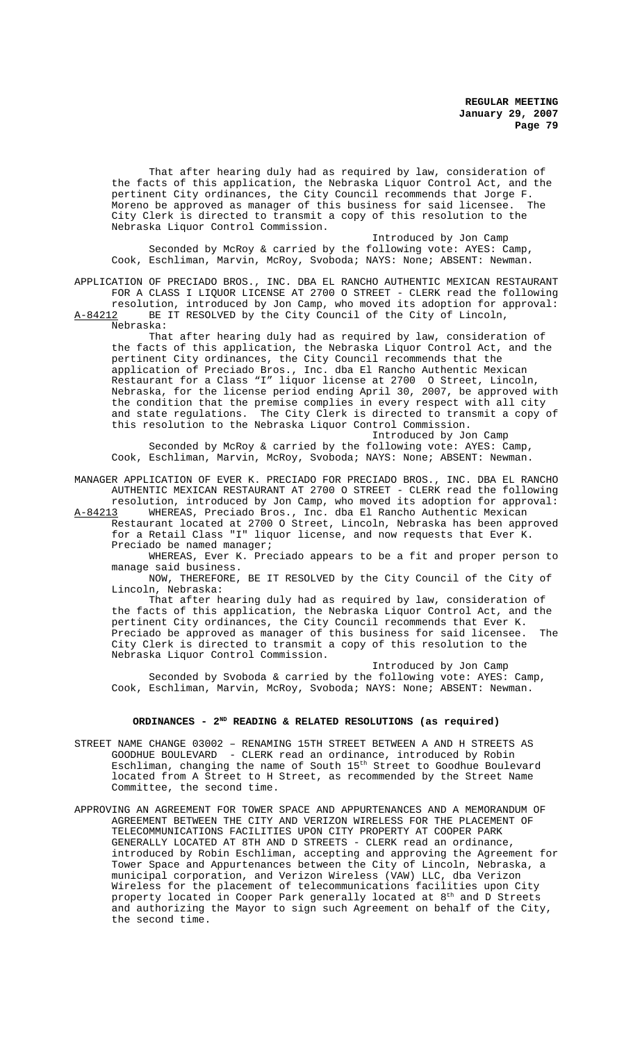That after hearing duly had as required by law, consideration of the facts of this application, the Nebraska Liquor Control Act, and the pertinent City ordinances, the City Council recommends that Jorge F. Moreno be approved as manager of this business for said licensee. The City Clerk is directed to transmit a copy of this resolution to the Nebraska Liquor Control Commission.

Introduced by Jon Camp

Seconded by McRoy & carried by the following vote: AYES: Camp, Cook, Eschliman, Marvin, McRoy, Svoboda; NAYS: None; ABSENT: Newman.

APPLICATION OF PRECIADO BROS., INC. DBA EL RANCHO AUTHENTIC MEXICAN RESTAURANT FOR A CLASS I LIQUOR LICENSE AT 2700 O STREET - CLERK read the following resolution, introduced by Jon Camp, who moved its adoption for approval:

A-84212 BE IT RESOLVED by the City Council of the City of Lincoln, Nebraska:

That after hearing duly had as required by law, consideration of the facts of this application, the Nebraska Liquor Control Act, and the pertinent City ordinances, the City Council recommends that the application of Preciado Bros., Inc. dba El Rancho Authentic Mexican Restaurant for a Class "I" liquor license at 2700 O Street, Lincoln, Nebraska, for the license period ending April 30, 2007, be approved with the condition that the premise complies in every respect with all city and state regulations. The City Clerk is directed to transmit a copy of this resolution to the Nebraska Liquor Control Commission.

Introduced by Jon Camp

Seconded by McRoy & carried by the following vote: AYES: Camp, Cook, Eschliman, Marvin, McRoy, Svoboda; NAYS: None; ABSENT: Newman.

MANAGER APPLICATION OF EVER K. PRECIADO FOR PRECIADO BROS., INC. DBA EL RANCHO AUTHENTIC MEXICAN RESTAURANT AT 2700 O STREET - CLERK read the following resolution, introduced by Jon Camp, who moved its adoption for approval:

A-84213 WHEREAS, Preciado Bros., Inc. dba El Rancho Authentic Mexican Restaurant located at 2700 O Street, Lincoln, Nebraska has been approved for a Retail Class "I" liquor license, and now requests that Ever K. Preciado be named manager;

WHEREAS, Ever K. Preciado appears to be a fit and proper person to manage said business.

NOW, THEREFORE, BE IT RESOLVED by the City Council of the City of Lincoln, Nebraska:

That after hearing duly had as required by law, consideration of the facts of this application, the Nebraska Liquor Control Act, and the pertinent City ordinances, the City Council recommends that Ever K. Preciado be approved as manager of this business for said licensee. The City Clerk is directed to transmit a copy of this resolution to the Nebraska Liquor Control Commission.

Introduced by Jon Camp

Seconded by Svoboda & carried by the following vote: AYES: Camp, Cook, Eschliman, Marvin, McRoy, Svoboda; NAYS: None; ABSENT: Newman.

## ORDINANCES - 2ND READING & RELATED RESOLUTIONS (as required)

STREET NAME CHANGE 03002 – RENAMING 15TH STREET BETWEEN A AND H STREETS AS GOODHUE BOULEVARD - CLERK read an ordinance, introduced by Robin Eschliman, changing the name of South 15th Street to Goodhue Boulevard located from A Street to H Street, as recommended by the Street Name Committee, the second time.

APPROVING AN AGREEMENT FOR TOWER SPACE AND APPURTENANCES AND A MEMORANDUM OF AGREEMENT BETWEEN THE CITY AND VERIZON WIRELESS FOR THE PLACEMENT OF TELECOMMUNICATIONS FACILITIES UPON CITY PROPERTY AT COOPER PARK GENERALLY LOCATED AT 8TH AND D STREETS - CLERK read an ordinance, introduced by Robin Eschliman, accepting and approving the Agreement for Tower Space and Appurtenances between the City of Lincoln, Nebraska, a municipal corporation, and Verizon Wireless (VAW) LLC, dba Verizon Wireless for the placement of telecommunications facilities upon City property located in Cooper Park generally located at 8th and D Streets and authorizing the Mayor to sign such Agreement on behalf of the City, the second time.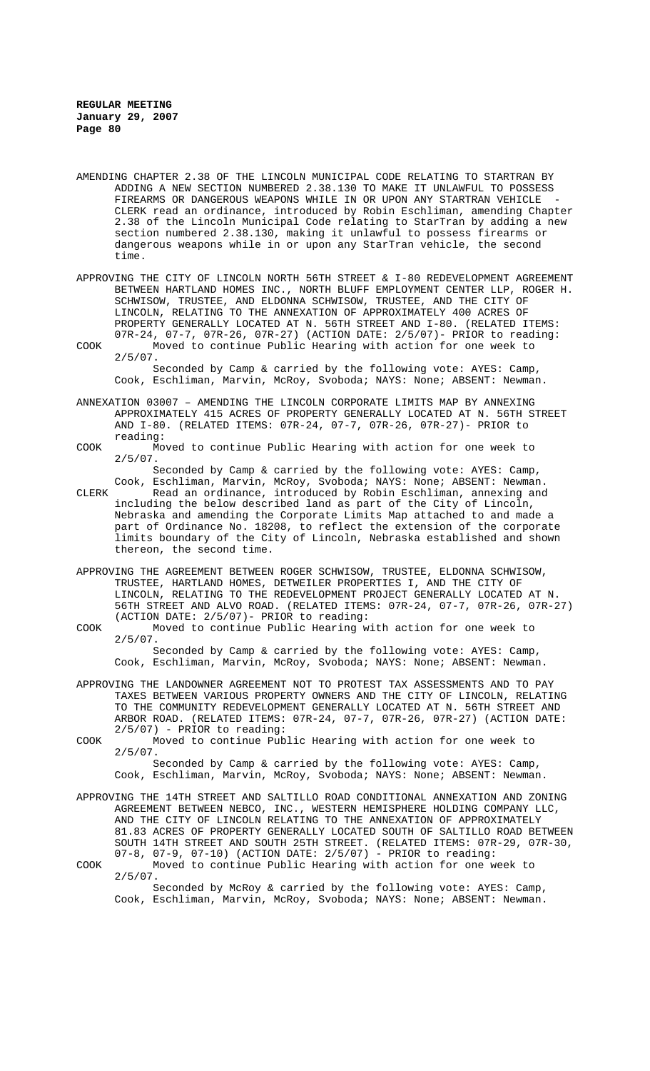AMENDING CHAPTER 2.38 OF THE LINCOLN MUNICIPAL CODE RELATING TO STARTRAN BY ADDING A NEW SECTION NUMBERED 2.38.130 TO MAKE IT UNLAWFUL TO POSSESS FIREARMS OR DANGEROUS WEAPONS WHILE IN OR UPON ANY STARTRAN VEHICLE - CLERK read an ordinance, introduced by Robin Eschliman, amending Chapter 2.38 of the Lincoln Municipal Code relating to StarTran by adding a new section numbered 2.38.130, making it unlawful to possess firearms or dangerous weapons while in or upon any StarTran vehicle, the second time.

APPROVING THE CITY OF LINCOLN NORTH 56TH STREET & I-80 REDEVELOPMENT AGREEMENT BETWEEN HARTLAND HOMES INC., NORTH BLUFF EMPLOYMENT CENTER LLP, ROGER H. SCHWISOW, TRUSTEE, AND ELDONNA SCHWISOW, TRUSTEE, AND THE CITY OF LINCOLN, RELATING TO THE ANNEXATION OF APPROXIMATELY 400 ACRES OF PROPERTY GENERALLY LOCATED AT N. 56TH STREET AND I-80. (RELATED ITEMS: 07R-24, 07-7, 07R-26, 07R-27) (ACTION DATE: 2/5/07)- PRIOR to reading:

COOK Moved to continue Public Hearing with action for one week to 2/5/07.

Seconded by Camp & carried by the following vote: AYES: Camp, Cook, Eschliman, Marvin, McRoy, Svoboda; NAYS: None; ABSENT: Newman.

ANNEXATION 03007 – AMENDING THE LINCOLN CORPORATE LIMITS MAP BY ANNEXING APPROXIMATELY 415 ACRES OF PROPERTY GENERALLY LOCATED AT N. 56TH STREET AND I-80. (RELATED ITEMS: 07R-24, 07-7, 07R-26, 07R-27)- PRIOR to reading:

COOK Moved to continue Public Hearing with action for one week to 2/5/07.

Seconded by Camp & carried by the following vote: AYES: Camp, Cook, Eschliman, Marvin, McRoy, Svoboda; NAYS: None; ABSENT: Newman.

CLERK Read an ordinance, introduced by Robin Eschliman, annexing and including the below described land as part of the City of Lincoln, Nebraska and amending the Corporate Limits Map attached to and made a part of Ordinance No. 18208, to reflect the extension of the corporate limits boundary of the City of Lincoln, Nebraska established and shown thereon, the second time.

APPROVING THE AGREEMENT BETWEEN ROGER SCHWISOW, TRUSTEE, ELDONNA SCHWISOW, TRUSTEE, HARTLAND HOMES, DETWEILER PROPERTIES I, AND THE CITY OF LINCOLN, RELATING TO THE REDEVELOPMENT PROJECT GENERALLY LOCATED AT N. 56TH STREET AND ALVO ROAD. (RELATED ITEMS: 07R-24, 07-7, 07R-26, 07R-27) (ACTION DATE: 2/5/07)- PRIOR to reading:

COOK Moved to continue Public Hearing with action for one week to 2/5/07.

Seconded by Camp & carried by the following vote: AYES: Camp, Cook, Eschliman, Marvin, McRoy, Svoboda; NAYS: None; ABSENT: Newman.

APPROVING THE LANDOWNER AGREEMENT NOT TO PROTEST TAX ASSESSMENTS AND TO PAY TAXES BETWEEN VARIOUS PROPERTY OWNERS AND THE CITY OF LINCOLN, RELATING TO THE COMMUNITY REDEVELOPMENT GENERALLY LOCATED AT N. 56TH STREET AND ARBOR ROAD. (RELATED ITEMS: 07R-24, 07-7, 07R-26, 07R-27) (ACTION DATE: 2/5/07) - PRIOR to reading:

COOK Moved to continue Public Hearing with action for one week to 2/5/07.

Seconded by Camp & carried by the following vote: AYES: Camp, Cook, Eschliman, Marvin, McRoy, Svoboda; NAYS: None; ABSENT: Newman.

APPROVING THE 14TH STREET AND SALTILLO ROAD CONDITIONAL ANNEXATION AND ZONING AGREEMENT BETWEEN NEBCO, INC., WESTERN HEMISPHERE HOLDING COMPANY LLC, AND THE CITY OF LINCOLN RELATING TO THE ANNEXATION OF APPROXIMATELY 81.83 ACRES OF PROPERTY GENERALLY LOCATED SOUTH OF SALTILLO ROAD BETWEEN SOUTH 14TH STREET AND SOUTH 25TH STREET. (RELATED ITEMS: 07R-29, 07R-30, 07-8, 07-9, 07-10) (ACTION DATE: 2/5/07) - PRIOR to reading:

COOK Moved to continue Public Hearing with action for one week to 2/5/07.

Seconded by McRoy & carried by the following vote: AYES: Camp, Cook, Eschliman, Marvin, McRoy, Svoboda; NAYS: None; ABSENT: Newman.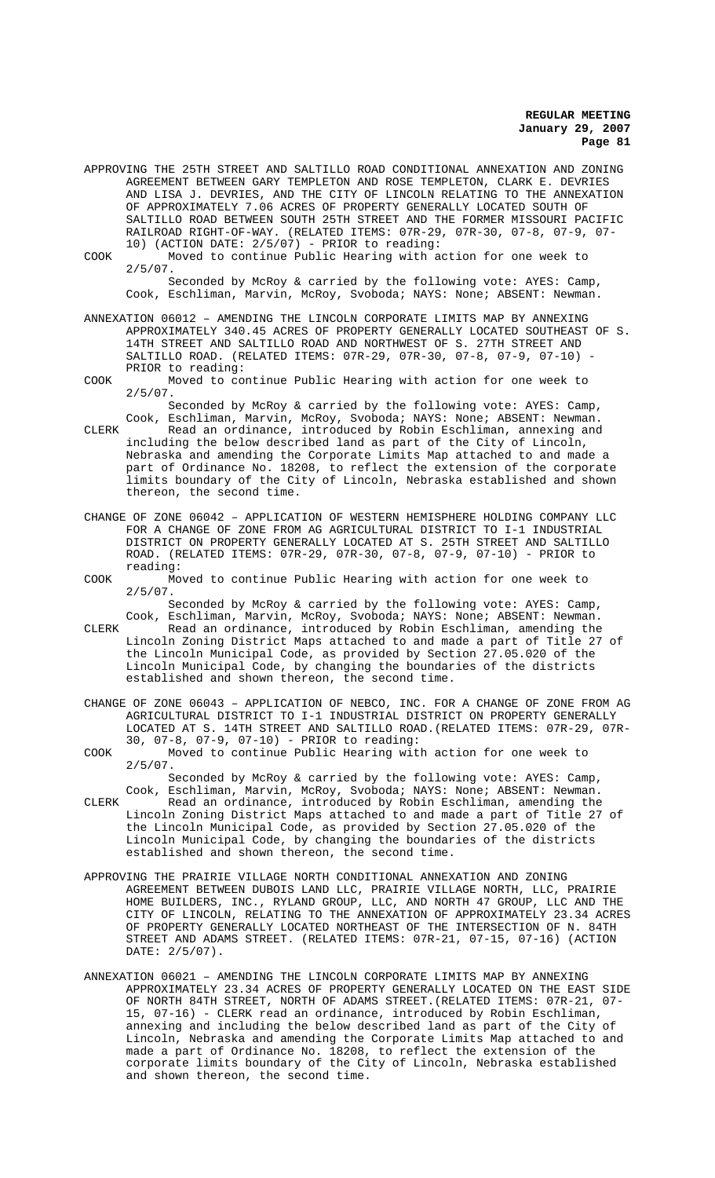APPROVING THE 25TH STREET AND SALTILLO ROAD CONDITIONAL ANNEXATION AND ZONING AGREEMENT BETWEEN GARY TEMPLETON AND ROSE TEMPLETON, CLARK E. DEVRIES AND LISA J. DEVRIES, AND THE CITY OF LINCOLN RELATING TO THE ANNEXATION OF APPROXIMATELY 7.06 ACRES OF PROPERTY GENERALLY LOCATED SOUTH OF SALTILLO ROAD BETWEEN SOUTH 25TH STREET AND THE FORMER MISSOURI PACIFIC RAILROAD RIGHT-OF-WAY. (RELATED ITEMS: 07R-29, 07R-30, 07-8, 07-9, 07-10) (ACTION DATE: 2/5/07) - PRIOR to reading:

COOK Moved to continue Public Hearing with action for one week to 2/5/07.

Seconded by McRoy & carried by the following vote: AYES: Camp, Cook, Eschliman, Marvin, McRoy, Svoboda; NAYS: None; ABSENT: Newman.

ANNEXATION 06012 – AMENDING THE LINCOLN CORPORATE LIMITS MAP BY ANNEXING APPROXIMATELY 340.45 ACRES OF PROPERTY GENERALLY LOCATED SOUTHEAST OF S. 14TH STREET AND SALTILLO ROAD AND NORTHWEST OF S. 27TH STREET AND SALTILLO ROAD. (RELATED ITEMS: 07R-29, 07R-30, 07-8, 07-9, 07-10) - PRIOR to reading:

COOK Moved to continue Public Hearing with action for one week to 2/5/07.

Seconded by McRoy & carried by the following vote: AYES: Camp, Cook, Eschliman, Marvin, McRoy, Svoboda; NAYS: None; ABSENT: Newman.

CLERK Read an ordinance, introduced by Robin Eschliman, annexing and including the below described land as part of the City of Lincoln, Nebraska and amending the Corporate Limits Map attached to and made a part of Ordinance No. 18208, to reflect the extension of the corporate limits boundary of the City of Lincoln, Nebraska established and shown thereon, the second time.

CHANGE OF ZONE 06042 – APPLICATION OF WESTERN HEMISPHERE HOLDING COMPANY LLC FOR A CHANGE OF ZONE FROM AG AGRICULTURAL DISTRICT TO I-1 INDUSTRIAL DISTRICT ON PROPERTY GENERALLY LOCATED AT S. 25TH STREET AND SALTILLO ROAD. (RELATED ITEMS: 07R-29, 07R-30, 07-8, 07-9, 07-10) - PRIOR to reading:

COOK Moved to continue Public Hearing with action for one week to 2/5/07.

Seconded by McRoy & carried by the following vote: AYES: Camp, Cook, Eschliman, Marvin, McRoy, Svoboda; NAYS: None; ABSENT: Newman.

CLERK Read an ordinance, introduced by Robin Eschliman, amending the Lincoln Zoning District Maps attached to and made a part of Title 27 of the Lincoln Municipal Code, as provided by Section 27.05.020 of the Lincoln Municipal Code, by changing the boundaries of the districts established and shown thereon, the second time.

CHANGE OF ZONE 06043 – APPLICATION OF NEBCO, INC. FOR A CHANGE OF ZONE FROM AG AGRICULTURAL DISTRICT TO I-1 INDUSTRIAL DISTRICT ON PROPERTY GENERALLY LOCATED AT S. 14TH STREET AND SALTILLO ROAD.(RELATED ITEMS: 07R-29, 07R-30, 07-8, 07-9, 07-10) - PRIOR to reading:

COOK Moved to continue Public Hearing with action for one week to 2/5/07.

Seconded by McRoy & carried by the following vote: AYES: Camp, Cook, Eschliman, Marvin, McRoy, Svoboda; NAYS: None; ABSENT: Newman.

CLERK Read an ordinance, introduced by Robin Eschliman, amending the Lincoln Zoning District Maps attached to and made a part of Title 27 of the Lincoln Municipal Code, as provided by Section 27.05.020 of the Lincoln Municipal Code, by changing the boundaries of the districts established and shown thereon, the second time.

APPROVING THE PRAIRIE VILLAGE NORTH CONDITIONAL ANNEXATION AND ZONING AGREEMENT BETWEEN DUBOIS LAND LLC, PRAIRIE VILLAGE NORTH, LLC, PRAIRIE HOME BUILDERS, INC., RYLAND GROUP, LLC, AND NORTH 47 GROUP, LLC AND THE CITY OF LINCOLN, RELATING TO THE ANNEXATION OF APPROXIMATELY 23.34 ACRES OF PROPERTY GENERALLY LOCATED NORTHEAST OF THE INTERSECTION OF N. 84TH STREET AND ADAMS STREET. (RELATED ITEMS: 07R-21, 07-15, 07-16) (ACTION DATE: 2/5/07).

ANNEXATION 06021 – AMENDING THE LINCOLN CORPORATE LIMITS MAP BY ANNEXING APPROXIMATELY 23.34 ACRES OF PROPERTY GENERALLY LOCATED ON THE EAST SIDE OF NORTH 84TH STREET, NORTH OF ADAMS STREET.(RELATED ITEMS: 07R-21, 07-15, 07-16) - CLERK read an ordinance, introduced by Robin Eschliman, annexing and including the below described land as part of the City of Lincoln, Nebraska and amending the Corporate Limits Map attached to and made a part of Ordinance No. 18208, to reflect the extension of the corporate limits boundary of the City of Lincoln, Nebraska established and shown thereon, the second time.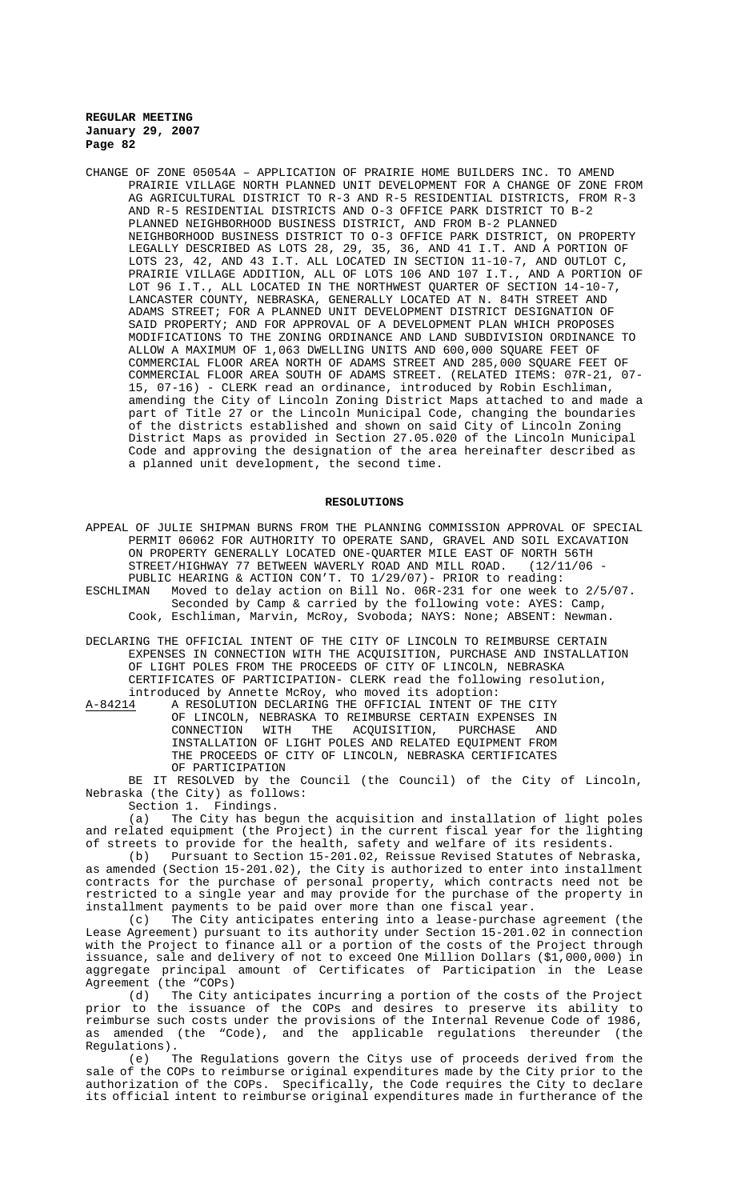CHANGE OF ZONE 05054A – APPLICATION OF PRAIRIE HOME BUILDERS INC. TO AMEND PRAIRIE VILLAGE NORTH PLANNED UNIT DEVELOPMENT FOR A CHANGE OF ZONE FROM AG AGRICULTURAL DISTRICT TO R-3 AND R-5 RESIDENTIAL DISTRICTS, FROM R-3 AND R-5 RESIDENTIAL DISTRICTS AND O-3 OFFICE PARK DISTRICT TO B-2 PLANNED NEIGHBORHOOD BUSINESS DISTRICT, AND FROM B-2 PLANNED NEIGHBORHOOD BUSINESS DISTRICT TO O-3 OFFICE PARK DISTRICT, ON PROPERTY LEGALLY DESCRIBED AS LOTS 28, 29, 35, 36, AND 41 I.T. AND A PORTION OF LOTS 23, 42, AND 43 I.T. ALL LOCATED IN SECTION 11-10-7, AND OUTLOT C, PRAIRIE VILLAGE ADDITION, ALL OF LOTS 106 AND 107 I.T., AND A PORTION OF LOT 96 I.T., ALL LOCATED IN THE NORTHWEST QUARTER OF SECTION 14-10-7, LANCASTER COUNTY, NEBRASKA, GENERALLY LOCATED AT N. 84TH STREET AND ADAMS STREET; FOR A PLANNED UNIT DEVELOPMENT DISTRICT DESIGNATION OF SAID PROPERTY; AND FOR APPROVAL OF A DEVELOPMENT PLAN WHICH PROPOSES MODIFICATIONS TO THE ZONING ORDINANCE AND LAND SUBDIVISION ORDINANCE TO ALLOW A MAXIMUM OF 1,063 DWELLING UNITS AND 600,000 SQUARE FEET OF COMMERCIAL FLOOR AREA NORTH OF ADAMS STREET AND 285,000 SQUARE FEET OF COMMERCIAL FLOOR AREA SOUTH OF ADAMS STREET. (RELATED ITEMS: 07R-21, 07-15, 07-16) - CLERK read an ordinance, introduced by Robin Eschliman, amending the City of Lincoln Zoning District Maps attached to and made a part of Title 27 or the Lincoln Municipal Code, changing the boundaries of the districts established and shown on said City of Lincoln Zoning District Maps as provided in Section 27.05.020 of the Lincoln Municipal Code and approving the designation of the area hereinafter described as a planned unit development, the second time.

## RESOLUTIONS

APPEAL OF JULIE SHIPMAN BURNS FROM THE PLANNING COMMISSION APPROVAL OF SPECIAL PERMIT 06062 FOR AUTHORITY TO OPERATE SAND, GRAVEL AND SOIL EXCAVATION ON PROPERTY GENERALLY LOCATED ONE-QUARTER MILE EAST OF NORTH 56TH STREET/HIGHWAY 77 BETWEEN WAVERLY ROAD AND MILL ROAD. (12/11/06 - PUBLIC HEARING & ACTION CON'T. TO 1/29/07)- PRIOR to reading:

ESCHLIMAN Moved to delay action on Bill No. 06R-231 for one week to 2/5/07. Seconded by Camp & carried by the following vote: AYES: Camp, Cook, Eschliman, Marvin, McRoy, Svoboda; NAYS: None; ABSENT: Newman.

DECLARING THE OFFICIAL INTENT OF THE CITY OF LINCOLN TO REIMBURSE CERTAIN EXPENSES IN CONNECTION WITH THE ACQUISITION, PURCHASE AND INSTALLATION OF LIGHT POLES FROM THE PROCEEDS OF CITY OF LINCOLN, NEBRASKA CERTIFICATES OF PARTICIPATION- CLERK read the following resolution, introduced by Annette McRoy, who moved its adoption:

A-84214 A RESOLUTION DECLARING THE OFFICIAL INTENT OF THE CITY OF LINCOLN, NEBRASKA TO REIMBURSE CERTAIN EXPENSES IN CONNECTION WITH THE ACQUISITION, PURCHASE AND INSTALLATION OF LIGHT POLES AND RELATED EQUIPMENT FROM THE PROCEEDS OF CITY OF LINCOLN, NEBRASKA CERTIFICATES OF PARTICIPATION

BE IT RESOLVED by the Council (the Council) of the City of Lincoln, Nebraska (the City) as follows:

Section 1. Findings.

(a) The City has begun the acquisition and installation of light poles and related equipment (the Project) in the current fiscal year for the lighting of streets to provide for the health, safety and welfare of its residents.

(b) Pursuant to Section 15-201.02, Reissue Revised Statutes of Nebraska, as amended (Section 15-201.02), the City is authorized to enter into installment contracts for the purchase of personal property, which contracts need not be restricted to a single year and may provide for the purchase of the property in installment payments to be paid over more than one fiscal year.

(c) The City anticipates entering into a lease-purchase agreement (the Lease Agreement) pursuant to its authority under Section 15-201.02 in connection with the Project to finance all or a portion of the costs of the Project through issuance, sale and delivery of not to exceed One Million Dollars ($1,000,000) in aggregate principal amount of Certificates of Participation in the Lease Agreement (the "COPs)

(d) The City anticipates incurring a portion of the costs of the Project prior to the issuance of the COPs and desires to preserve its ability to reimburse such costs under the provisions of the Internal Revenue Code of 1986, as amended (the "Code), and the applicable regulations thereunder (the Regulations).

(e) The Regulations govern the Citys use of proceeds derived from the sale of the COPs to reimburse original expenditures made by the City prior to the authorization of the COPs. Specifically, the Code requires the City to declare its official intent to reimburse original expenditures made in furtherance of the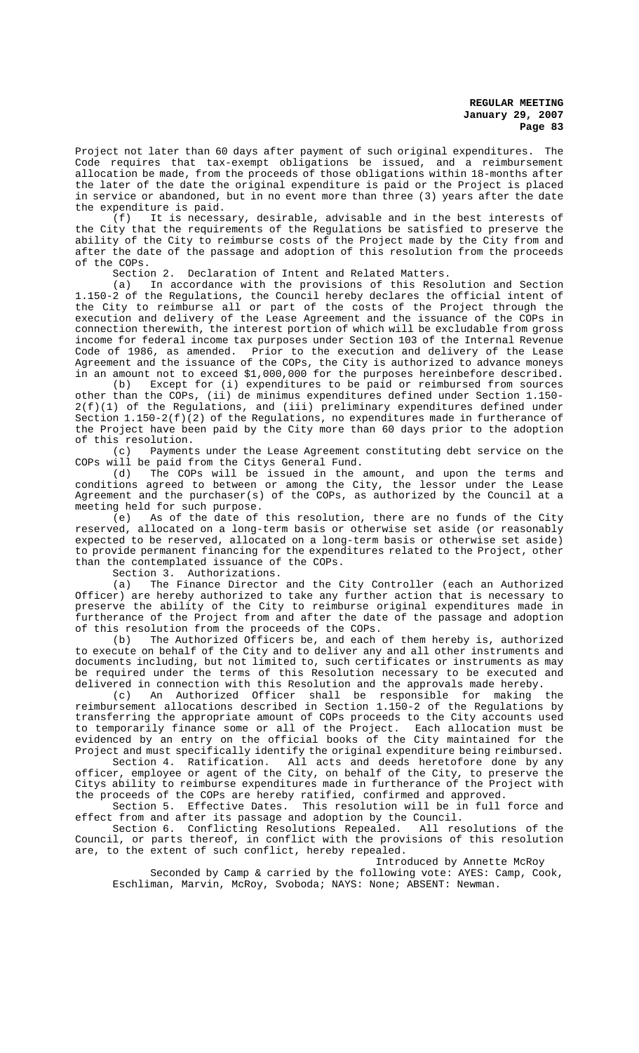Project not later than 60 days after payment of such original expenditures. The Code requires that tax-exempt obligations be issued, and a reimbursement allocation be made, from the proceeds of those obligations within 18-months after the later of the date the original expenditure is paid or the Project is placed in service or abandoned, but in no event more than three (3) years after the date the expenditure is paid.

(f) It is necessary, desirable, advisable and in the best interests of the City that the requirements of the Regulations be satisfied to preserve the ability of the City to reimburse costs of the Project made by the City from and after the date of the passage and adoption of this resolution from the proceeds of the COPs.

Section 2. Declaration of Intent and Related Matters.

(a) In accordance with the provisions of this Resolution and Section 1.150-2 of the Regulations, the Council hereby declares the official intent of the City to reimburse all or part of the costs of the Project through the execution and delivery of the Lease Agreement and the issuance of the COPs in connection therewith, the interest portion of which will be excludable from gross income for federal income tax purposes under Section 103 of the Internal Revenue Code of 1986, as amended. Prior to the execution and delivery of the Lease Agreement and the issuance of the COPs, the City is authorized to advance moneys in an amount not to exceed $1,000,000 for the purposes hereinbefore described.

(b) Except for (i) expenditures to be paid or reimbursed from sources other than the COPs, (ii) de minimus expenditures defined under Section 1.150-2(f)(1) of the Regulations, and (iii) preliminary expenditures defined under Section 1.150-2(f)(2) of the Regulations, no expenditures made in furtherance of the Project have been paid by the City more than 60 days prior to the adoption of this resolution.

(c) Payments under the Lease Agreement constituting debt service on the COPs will be paid from the Citys General Fund.

(d) The COPs will be issued in the amount, and upon the terms and conditions agreed to between or among the City, the lessor under the Lease Agreement and the purchaser(s) of the COPs, as authorized by the Council at a meeting held for such purpose.

(e) As of the date of this resolution, there are no funds of the City reserved, allocated on a long-term basis or otherwise set aside (or reasonably expected to be reserved, allocated on a long-term basis or otherwise set aside) to provide permanent financing for the expenditures related to the Project, other than the contemplated issuance of the COPs.

Section 3. Authorizations.

(a) The Finance Director and the City Controller (each an Authorized Officer) are hereby authorized to take any further action that is necessary to preserve the ability of the City to reimburse original expenditures made in furtherance of the Project from and after the date of the passage and adoption of this resolution from the proceeds of the COPs.

(b) The Authorized Officers be, and each of them hereby is, authorized to execute on behalf of the City and to deliver any and all other instruments and documents including, but not limited to, such certificates or instruments as may be required under the terms of this Resolution necessary to be executed and delivered in connection with this Resolution and the approvals made hereby.

(c) An Authorized Officer shall be responsible for making the reimbursement allocations described in Section 1.150-2 of the Regulations by transferring the appropriate amount of COPs proceeds to the City accounts used to temporarily finance some or all of the Project. Each allocation must be evidenced by an entry on the official books of the City maintained for the Project and must specifically identify the original expenditure being reimbursed.

Section 4. Ratification. All acts and deeds heretofore done by any officer, employee or agent of the City, on behalf of the City, to preserve the Citys ability to reimburse expenditures made in furtherance of the Project with the proceeds of the COPs are hereby ratified, confirmed and approved.

Section 5. Effective Dates. This resolution will be in full force and effect from and after its passage and adoption by the Council.

Section 6. Conflicting Resolutions Repealed. All resolutions of the Council, or parts thereof, in conflict with the provisions of this resolution are, to the extent of such conflict, hereby repealed.

Introduced by Annette McRoy

Seconded by Camp & carried by the following vote: AYES: Camp, Cook, Eschliman, Marvin, McRoy, Svoboda; NAYS: None; ABSENT: Newman.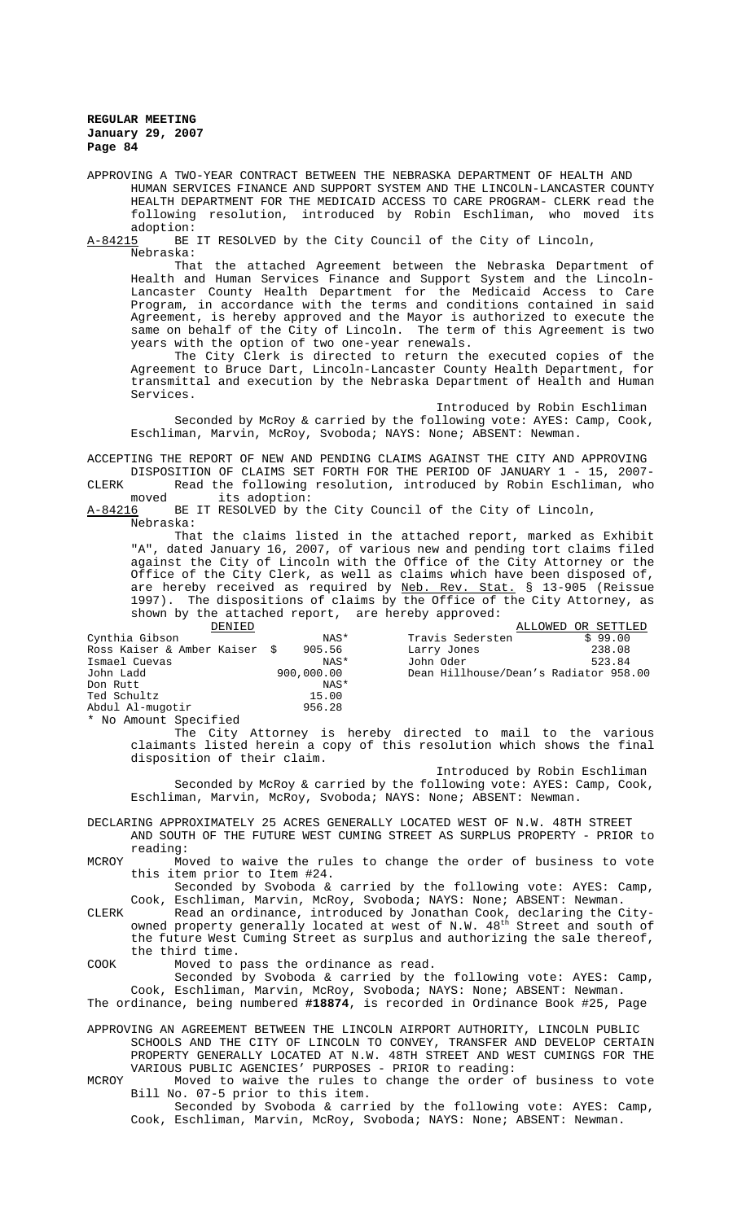APPROVING A TWO-YEAR CONTRACT BETWEEN THE NEBRASKA DEPARTMENT OF HEALTH AND HUMAN SERVICES FINANCE AND SUPPORT SYSTEM AND THE LINCOLN-LANCASTER COUNTY HEALTH DEPARTMENT FOR THE MEDICAID ACCESS TO CARE PROGRAM- CLERK read the following resolution, introduced by Robin Eschliman, who moved its adoption:

A-84215 BE IT RESOLVED by the City Council of the City of Lincoln, Nebraska:

That the attached Agreement between the Nebraska Department of Health and Human Services Finance and Support System and the Lincoln-Lancaster County Health Department for the Medicaid Access to Care Program, in accordance with the terms and conditions contained in said Agreement, is hereby approved and the Mayor is authorized to execute the same on behalf of the City of Lincoln. The term of this Agreement is two years with the option of two one-year renewals.

The City Clerk is directed to return the executed copies of the Agreement to Bruce Dart, Lincoln-Lancaster County Health Department, for transmittal and execution by the Nebraska Department of Health and Human Services.

Introduced by Robin Eschliman

Seconded by McRoy & carried by the following vote: AYES: Camp, Cook, Eschliman, Marvin, McRoy, Svoboda; NAYS: None; ABSENT: Newman.

ACCEPTING THE REPORT OF NEW AND PENDING CLAIMS AGAINST THE CITY AND APPROVING DISPOSITION OF CLAIMS SET FORTH FOR THE PERIOD OF JANUARY 1 - 15, 2007-

CLERK Read the following resolution, introduced by Robin Eschliman, who moved its adoption:

A-84216 BE IT RESOLVED by the City Council of the City of Lincoln, Nebraska:

That the claims listed in the attached report, marked as Exhibit "A", dated January 16, 2007, of various new and pending tort claims filed against the City of Lincoln with the Office of the City Attorney or the Office of the City Clerk, as well as claims which have been disposed of, are hereby received as required by Neb. Rev. Stat. § 13-905 (Reissue 1997). The dispositions of claims by the Office of the City Attorney, as shown by the attached report, are hereby approved:

| DENIED | | ALLOWED OR SETTLED | |
|---|---|---|---|
| Cynthia Gibson | NAS* | Travis Sedersten | $ 99.00 |
| Ross Kaiser & Amber Kaiser | $ 905.56 | Larry Jones | 238.08 |
| Ismael Cuevas | NAS* | John Oder | 523.84 |
| John Ladd | 900,000.00 | Dean Hillhouse/Dean's Radiator | 958.00 |
| Don Rutt | NAS* | | |
| Ted Schultz | 15.00 | | |
| Abdul Al-mugotir | 956.28 | | |

\* No Amount Specified

The City Attorney is hereby directed to mail to the various claimants listed herein a copy of this resolution which shows the final disposition of their claim.

Introduced by Robin Eschliman

Seconded by McRoy & carried by the following vote: AYES: Camp, Cook, Eschliman, Marvin, McRoy, Svoboda; NAYS: None; ABSENT: Newman.

DECLARING APPROXIMATELY 25 ACRES GENERALLY LOCATED WEST OF N.W. 48TH STREET AND SOUTH OF THE FUTURE WEST CUMING STREET AS SURPLUS PROPERTY - PRIOR to reading:

MCROY Moved to waive the rules to change the order of business to vote this item prior to Item #24.

Seconded by Svoboda & carried by the following vote: AYES: Camp, Cook, Eschliman, Marvin, McRoy, Svoboda; NAYS: None; ABSENT: Newman.

CLERK Read an ordinance, introduced by Jonathan Cook, declaring the City-owned property generally located at west of N.W. 48th Street and south of the future West Cuming Street as surplus and authorizing the sale thereof, the third time.

COOK Moved to pass the ordinance as read.

Seconded by Svoboda & carried by the following vote: AYES: Camp, Cook, Eschliman, Marvin, McRoy, Svoboda; NAYS: None; ABSENT: Newman.

The ordinance, being numbered **#18874**, is recorded in Ordinance Book #25, Page

APPROVING AN AGREEMENT BETWEEN THE LINCOLN AIRPORT AUTHORITY, LINCOLN PUBLIC SCHOOLS AND THE CITY OF LINCOLN TO CONVEY, TRANSFER AND DEVELOP CERTAIN PROPERTY GENERALLY LOCATED AT N.W. 48TH STREET AND WEST CUMINGS FOR THE VARIOUS PUBLIC AGENCIES' PURPOSES - PRIOR to reading:

MCROY Moved to waive the rules to change the order of business to vote Bill No. 07-5 prior to this item.

Seconded by Svoboda & carried by the following vote: AYES: Camp, Cook, Eschliman, Marvin, McRoy, Svoboda; NAYS: None; ABSENT: Newman.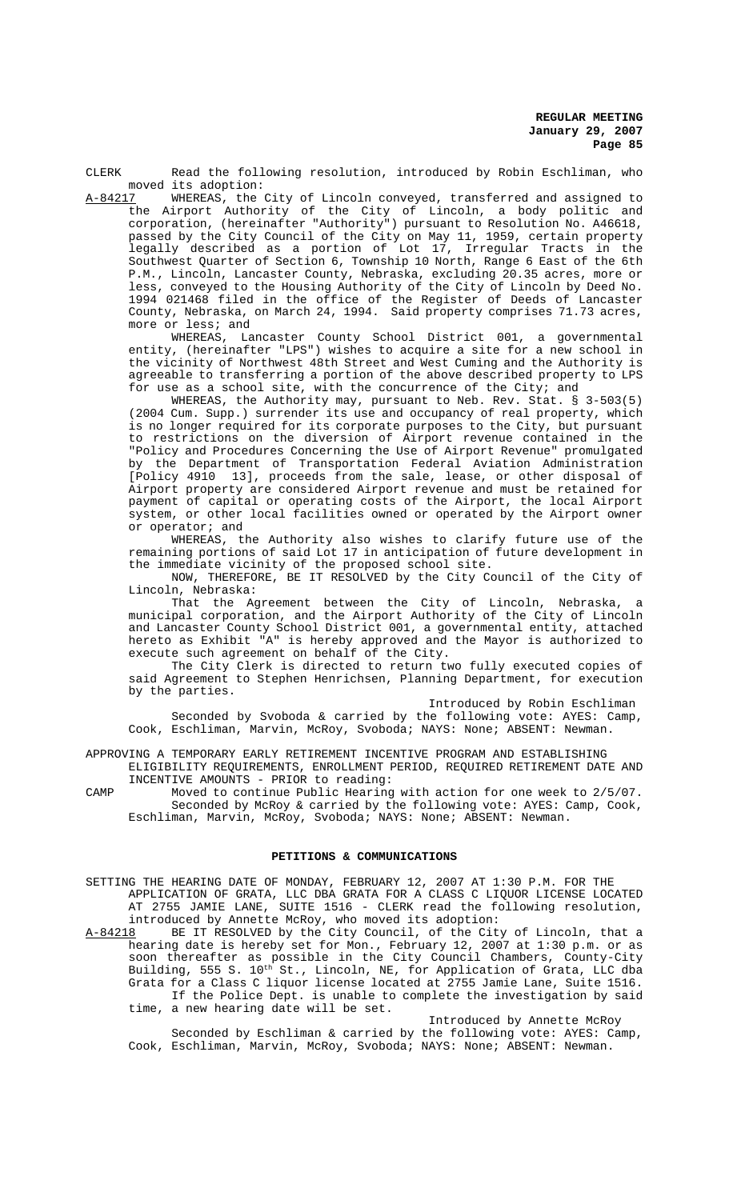CLERK Read the following resolution, introduced by Robin Eschliman, who moved its adoption:

A-84217 WHEREAS, the City of Lincoln conveyed, transferred and assigned to the Airport Authority of the City of Lincoln, a body politic and corporation, (hereinafter "Authority") pursuant to Resolution No. A46618, passed by the City Council of the City on May 11, 1959, certain property legally described as a portion of Lot 17, Irregular Tracts in the Southwest Quarter of Section 6, Township 10 North, Range 6 East of the 6th P.M., Lincoln, Lancaster County, Nebraska, excluding 20.35 acres, more or less, conveyed to the Housing Authority of the City of Lincoln by Deed No. 1994 021468 filed in the office of the Register of Deeds of Lancaster County, Nebraska, on March 24, 1994. Said property comprises 71.73 acres, more or less; and

WHEREAS, Lancaster County School District 001, a governmental entity, (hereinafter "LPS") wishes to acquire a site for a new school in the vicinity of Northwest 48th Street and West Cuming and the Authority is agreeable to transferring a portion of the above described property to LPS for use as a school site, with the concurrence of the City; and

WHEREAS, the Authority may, pursuant to Neb. Rev. Stat. § 3-503(5) (2004 Cum. Supp.) surrender its use and occupancy of real property, which is no longer required for its corporate purposes to the City, but pursuant to restrictions on the diversion of Airport revenue contained in the "Policy and Procedures Concerning the Use of Airport Revenue" promulgated by the Department of Transportation Federal Aviation Administration [Policy 4910 13], proceeds from the sale, lease, or other disposal of Airport property are considered Airport revenue and must be retained for payment of capital or operating costs of the Airport, the local Airport system, or other local facilities owned or operated by the Airport owner or operator; and

WHEREAS, the Authority also wishes to clarify future use of the remaining portions of said Lot 17 in anticipation of future development in the immediate vicinity of the proposed school site.

NOW, THEREFORE, BE IT RESOLVED by the City Council of the City of Lincoln, Nebraska:

That the Agreement between the City of Lincoln, Nebraska, a municipal corporation, and the Airport Authority of the City of Lincoln and Lancaster County School District 001, a governmental entity, attached hereto as Exhibit "A" is hereby approved and the Mayor is authorized to execute such agreement on behalf of the City.

The City Clerk is directed to return two fully executed copies of said Agreement to Stephen Henrichsen, Planning Department, for execution by the parties.

Introduced by Robin Eschliman

Seconded by Svoboda & carried by the following vote: AYES: Camp, Cook, Eschliman, Marvin, McRoy, Svoboda; NAYS: None; ABSENT: Newman.

APPROVING A TEMPORARY EARLY RETIREMENT INCENTIVE PROGRAM AND ESTABLISHING ELIGIBILITY REQUIREMENTS, ENROLLMENT PERIOD, REQUIRED RETIREMENT DATE AND INCENTIVE AMOUNTS - PRIOR to reading:

CAMP Moved to continue Public Hearing with action for one week to 2/5/07.

Seconded by McRoy & carried by the following vote: AYES: Camp, Cook, Eschliman, Marvin, McRoy, Svoboda; NAYS: None; ABSENT: Newman.

## PETITIONS & COMMUNICATIONS

SETTING THE HEARING DATE OF MONDAY, FEBRUARY 12, 2007 AT 1:30 P.M. FOR THE APPLICATION OF GRATA, LLC DBA GRATA FOR A CLASS C LIQUOR LICENSE LOCATED AT 2755 JAMIE LANE, SUITE 1516 - CLERK read the following resolution, introduced by Annette McRoy, who moved its adoption:

A-84218 BE IT RESOLVED by the City Council, of the City of Lincoln, that a hearing date is hereby set for Mon., February 12, 2007 at 1:30 p.m. or as soon thereafter as possible in the City Council Chambers, County-City Building, 555 S. 10th St., Lincoln, NE, for Application of Grata, LLC dba Grata for a Class C liquor license located at 2755 Jamie Lane, Suite 1516.

If the Police Dept. is unable to complete the investigation by said time, a new hearing date will be set.

Introduced by Annette McRoy

Seconded by Eschliman & carried by the following vote: AYES: Camp, Cook, Eschliman, Marvin, McRoy, Svoboda; NAYS: None; ABSENT: Newman.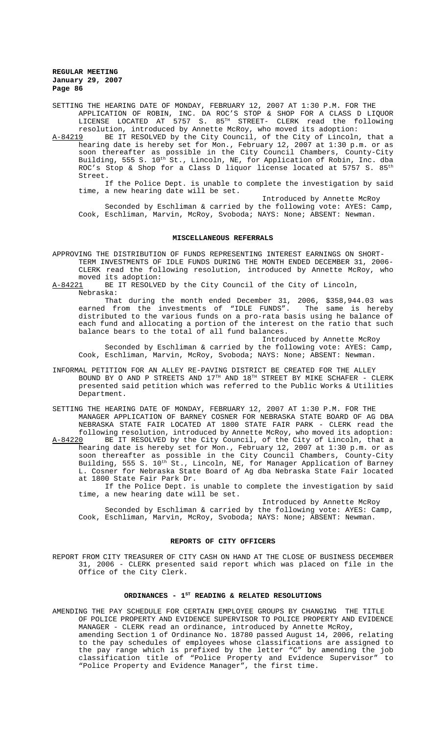SETTING THE HEARING DATE OF MONDAY, FEBRUARY 12, 2007 AT 1:30 P.M. FOR THE APPLICATION OF ROBIN, INC. DA ROC'S STOP & SHOP FOR A CLASS D LIQUOR LICENSE LOCATED AT 5757 S. 85TH STREET- CLERK read the following resolution, introduced by Annette McRoy, who moved its adoption:

A-84219 BE IT RESOLVED by the City Council, of the City of Lincoln, that a hearing date is hereby set for Mon., February 12, 2007 at 1:30 p.m. or as soon thereafter as possible in the City Council Chambers, County-City Building, 555 S. 10th St., Lincoln, NE, for Application of Robin, Inc. dba ROC's Stop & Shop for a Class D liquor license located at 5757 S. 85th Street.

If the Police Dept. is unable to complete the investigation by said time, a new hearing date will be set.

Introduced by Annette McRoy

Seconded by Eschliman & carried by the following vote: AYES: Camp, Cook, Eschliman, Marvin, McRoy, Svoboda; NAYS: None; ABSENT: Newman.

## MISCELLANEOUS REFERRALS

APPROVING THE DISTRIBUTION OF FUNDS REPRESENTING INTEREST EARNINGS ON SHORT-TERM INVESTMENTS OF IDLE FUNDS DURING THE MONTH ENDED DECEMBER 31, 2006- CLERK read the following resolution, introduced by Annette McRoy, who moved its adoption:

A-84221 BE IT RESOLVED by the City Council of the City of Lincoln, Nebraska:

That during the month ended December 31, 2006, $358,944.03 was earned from the investments of "IDLE FUNDS". The same is hereby distributed to the various funds on a pro-rata basis using he balance of each fund and allocating a portion of the interest on the ratio that such balance bears to the total of all fund balances.

Introduced by Annette McRoy

Seconded by Eschliman & carried by the following vote: AYES: Camp, Cook, Eschliman, Marvin, McRoy, Svoboda; NAYS: None; ABSENT: Newman.

INFORMAL PETITION FOR AN ALLEY RE-PAVING DISTRICT BE CREATED FOR THE ALLEY BOUND BY O AND P STREETS AND 17TH AND 18TH STREET BY MIKE SCHAFER - CLERK presented said petition which was referred to the Public Works & Utilities Department.

SETTING THE HEARING DATE OF MONDAY, FEBRUARY 12, 2007 AT 1:30 P.M. FOR THE MANAGER APPLICATION OF BARNEY COSNER FOR NEBRASKA STATE BOARD OF AG DBA NEBRASKA STATE FAIR LOCATED AT 1800 STATE FAIR PARK - CLERK read the following resolution, introduced by Annette McRoy, who moved its adoption:

A-84220 BE IT RESOLVED by the City Council, of the City of Lincoln, that a hearing date is hereby set for Mon., February 12, 2007 at 1:30 p.m. or as soon thereafter as possible in the City Council Chambers, County-City Building, 555 S. 10th St., Lincoln, NE, for Manager Application of Barney L. Cosner for Nebraska State Board of Ag dba Nebraska State Fair located at 1800 State Fair Park Dr.

If the Police Dept. is unable to complete the investigation by said time, a new hearing date will be set.

Introduced by Annette McRoy

Seconded by Eschliman & carried by the following vote: AYES: Camp, Cook, Eschliman, Marvin, McRoy, Svoboda; NAYS: None; ABSENT: Newman.

## REPORTS OF CITY OFFICERS

REPORT FROM CITY TREASURER OF CITY CASH ON HAND AT THE CLOSE OF BUSINESS DECEMBER 31, 2006 - CLERK presented said report which was placed on file in the Office of the City Clerk.

## ORDINANCES - 1ST READING & RELATED RESOLUTIONS

AMENDING THE PAY SCHEDULE FOR CERTAIN EMPLOYEE GROUPS BY CHANGING THE TITLE OF POLICE PROPERTY AND EVIDENCE SUPERVISOR TO POLICE PROPERTY AND EVIDENCE MANAGER - CLERK read an ordinance, introduced by Annette McRoy, amending Section 1 of Ordinance No. 18780 passed August 14, 2006, relating to the pay schedules of employees whose classifications are assigned to the pay range which is prefixed by the letter "C" by amending the job classification title of "Police Property and Evidence Supervisor" to "Police Property and Evidence Manager", the first time.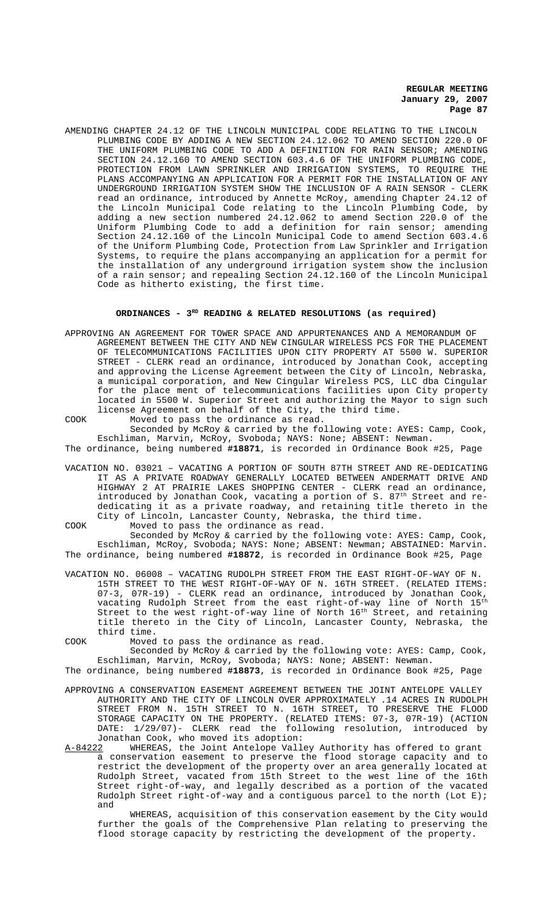AMENDING CHAPTER 24.12 OF THE LINCOLN MUNICIPAL CODE RELATING TO THE LINCOLN PLUMBING CODE BY ADDING A NEW SECTION 24.12.062 TO AMEND SECTION 220.0 OF THE UNIFORM PLUMBING CODE TO ADD A DEFINITION FOR RAIN SENSOR; AMENDING SECTION 24.12.160 TO AMEND SECTION 603.4.6 OF THE UNIFORM PLUMBING CODE, PROTECTION FROM LAWN SPRINKLER AND IRRIGATION SYSTEMS, TO REQUIRE THE PLANS ACCOMPANYING AN APPLICATION FOR A PERMIT FOR THE INSTALLATION OF ANY UNDERGROUND IRRIGATION SYSTEM SHOW THE INCLUSION OF A RAIN SENSOR - CLERK read an ordinance, introduced by Annette McRoy, amending Chapter 24.12 of the Lincoln Municipal Code relating to the Lincoln Plumbing Code, by adding a new section numbered 24.12.062 to amend Section 220.0 of the Uniform Plumbing Code to add a definition for rain sensor; amending Section 24.12.160 of the Lincoln Municipal Code to amend Section 603.4.6 of the Uniform Plumbing Code, Protection from Law Sprinkler and Irrigation Systems, to require the plans accompanying an application for a permit for the installation of any underground irrigation system show the inclusion of a rain sensor; and repealing Section 24.12.160 of the Lincoln Municipal Code as hitherto existing, the first time.

## ORDINANCES - 3RD READING & RELATED RESOLUTIONS (as required)

APPROVING AN AGREEMENT FOR TOWER SPACE AND APPURTENANCES AND A MEMORANDUM OF AGREEMENT BETWEEN THE CITY AND NEW CINGULAR WIRELESS PCS FOR THE PLACEMENT OF TELECOMMUNICATIONS FACILITIES UPON CITY PROPERTY AT 5500 W. SUPERIOR STREET - CLERK read an ordinance, introduced by Jonathan Cook, accepting and approving the License Agreement between the City of Lincoln, Nebraska, a municipal corporation, and New Cingular Wireless PCS, LLC dba Cingular for the place ment of telecommunications facilities upon City property located in 5500 W. Superior Street and authorizing the Mayor to sign such license Agreement on behalf of the City, the third time.

COOK Moved to pass the ordinance as read.

Seconded by McRoy & carried by the following vote: AYES: Camp, Cook, Eschliman, Marvin, McRoy, Svoboda; NAYS: None; ABSENT: Newman.

The ordinance, being numbered **#18871**, is recorded in Ordinance Book #25, Page

VACATION NO. 03021 – VACATING A PORTION OF SOUTH 87TH STREET AND RE-DEDICATING IT AS A PRIVATE ROADWAY GENERALLY LOCATED BETWEEN ANDERMATT DRIVE AND HIGHWAY 2 AT PRAIRIE LAKES SHOPPING CENTER - CLERK read an ordinance, introduced by Jonathan Cook, vacating a portion of S. 87th Street and re-dedicating it as a private roadway, and retaining title thereto in the City of Lincoln, Lancaster County, Nebraska, the third time.

COOK Moved to pass the ordinance as read.

Seconded by McRoy & carried by the following vote: AYES: Camp, Cook, Eschliman, McRoy, Svoboda; NAYS: None; ABSENT: Newman; ABSTAINED: Marvin.

The ordinance, being numbered **#18872**, is recorded in Ordinance Book #25, Page

VACATION NO. 06008 – VACATING RUDOLPH STREET FROM THE EAST RIGHT-OF-WAY OF N. 15TH STREET TO THE WEST RIGHT-OF-WAY OF N. 16TH STREET. (RELATED ITEMS: 07-3, 07R-19) - CLERK read an ordinance, introduced by Jonathan Cook, vacating Rudolph Street from the east right-of-way line of North 15th Street to the west right-of-way line of North 16th Street, and retaining title thereto in the City of Lincoln, Lancaster County, Nebraska, the third time.

COOK Moved to pass the ordinance as read.

Seconded by McRoy & carried by the following vote: AYES: Camp, Cook, Eschliman, Marvin, McRoy, Svoboda; NAYS: None; ABSENT: Newman.

The ordinance, being numbered **#18873**, is recorded in Ordinance Book #25, Page

APPROVING A CONSERVATION EASEMENT AGREEMENT BETWEEN THE JOINT ANTELOPE VALLEY AUTHORITY AND THE CITY OF LINCOLN OVER APPROXIMATELY .14 ACRES IN RUDOLPH STREET FROM N. 15TH STREET TO N. 16TH STREET, TO PRESERVE THE FLOOD STORAGE CAPACITY ON THE PROPERTY. (RELATED ITEMS: 07-3, 07R-19) (ACTION DATE: 1/29/07)- CLERK read the following resolution, introduced by Jonathan Cook, who moved its adoption:

A-84222 WHEREAS, the Joint Antelope Valley Authority has offered to grant a conservation easement to preserve the flood storage capacity and to restrict the development of the property over an area generally located at Rudolph Street, vacated from 15th Street to the west line of the 16th Street right-of-way, and legally described as a portion of the vacated Rudolph Street right-of-way and a contiguous parcel to the north (Lot E); and

WHEREAS, acquisition of this conservation easement by the City would further the goals of the Comprehensive Plan relating to preserving the flood storage capacity by restricting the development of the property.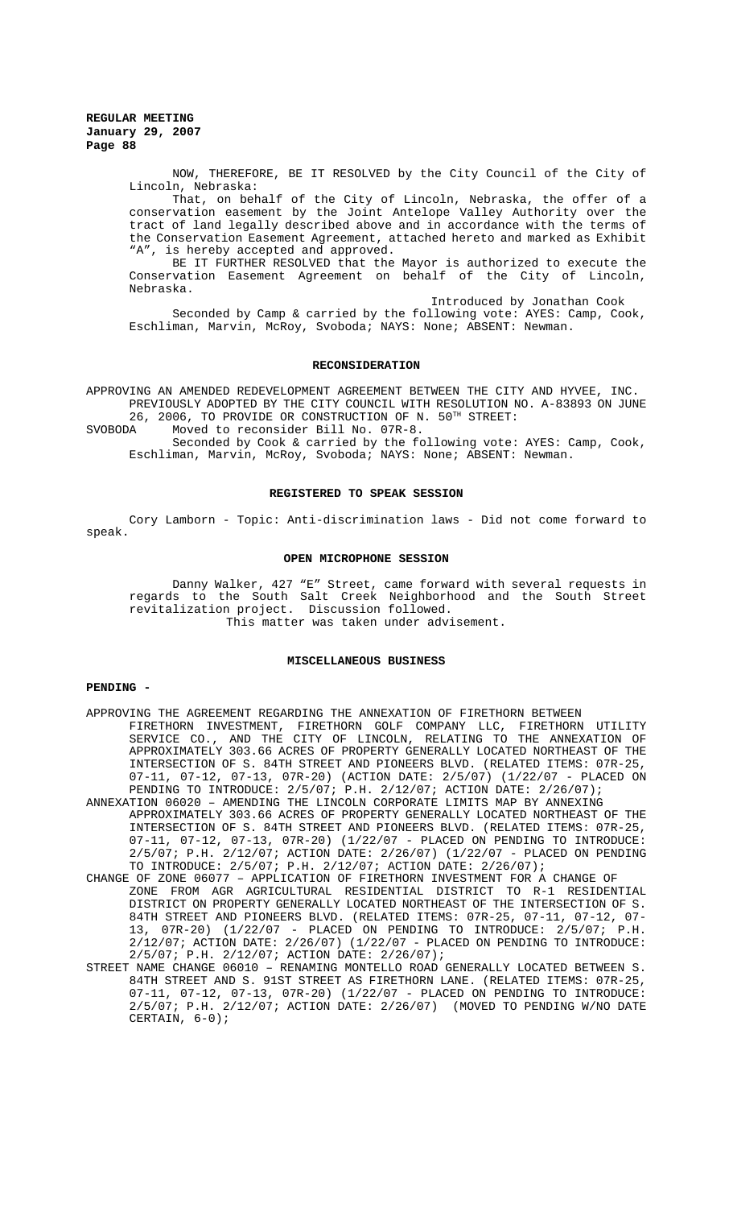NOW, THEREFORE, BE IT RESOLVED by the City Council of the City of Lincoln, Nebraska:

That, on behalf of the City of Lincoln, Nebraska, the offer of a conservation easement by the Joint Antelope Valley Authority over the tract of land legally described above and in accordance with the terms of the Conservation Easement Agreement, attached hereto and marked as Exhibit "A", is hereby accepted and approved.

BE IT FURTHER RESOLVED that the Mayor is authorized to execute the Conservation Easement Agreement on behalf of the City of Lincoln, Nebraska.

Introduced by Jonathan Cook

Seconded by Camp & carried by the following vote: AYES: Camp, Cook, Eschliman, Marvin, McRoy, Svoboda; NAYS: None; ABSENT: Newman.

## RECONSIDERATION

APPROVING AN AMENDED REDEVELOPMENT AGREEMENT BETWEEN THE CITY AND HYVEE, INC. PREVIOUSLY ADOPTED BY THE CITY COUNCIL WITH RESOLUTION NO. A-83893 ON JUNE 26, 2006, TO PROVIDE OR CONSTRUCTION OF N. 50TH STREET:

SVOBODA Moved to reconsider Bill No. 07R-8.

Seconded by Cook & carried by the following vote: AYES: Camp, Cook, Eschliman, Marvin, McRoy, Svoboda; NAYS: None; ABSENT: Newman.

## REGISTERED TO SPEAK SESSION

Cory Lamborn - Topic: Anti-discrimination laws - Did not come forward to speak.

## OPEN MICROPHONE SESSION

Danny Walker, 427 "E" Street, came forward with several requests in regards to the South Salt Creek Neighborhood and the South Street revitalization project. Discussion followed.

This matter was taken under advisement.

## MISCELLANEOUS BUSINESS

**PENDING -**

APPROVING THE AGREEMENT REGARDING THE ANNEXATION OF FIRETHORN BETWEEN FIRETHORN INVESTMENT, FIRETHORN GOLF COMPANY LLC, FIRETHORN UTILITY SERVICE CO., AND THE CITY OF LINCOLN, RELATING TO THE ANNEXATION OF APPROXIMATELY 303.66 ACRES OF PROPERTY GENERALLY LOCATED NORTHEAST OF THE INTERSECTION OF S. 84TH STREET AND PIONEERS BLVD. (RELATED ITEMS: 07R-25, 07-11, 07-12, 07-13, 07R-20) (ACTION DATE: 2/5/07) (1/22/07 - PLACED ON PENDING TO INTRODUCE: 2/5/07; P.H. 2/12/07; ACTION DATE: 2/26/07);

ANNEXATION 06020 – AMENDING THE LINCOLN CORPORATE LIMITS MAP BY ANNEXING APPROXIMATELY 303.66 ACRES OF PROPERTY GENERALLY LOCATED NORTHEAST OF THE INTERSECTION OF S. 84TH STREET AND PIONEERS BLVD. (RELATED ITEMS: 07R-25, 07-11, 07-12, 07-13, 07R-20) (1/22/07 - PLACED ON PENDING TO INTRODUCE: 2/5/07; P.H. 2/12/07; ACTION DATE: 2/26/07) (1/22/07 - PLACED ON PENDING TO INTRODUCE: 2/5/07; P.H. 2/12/07; ACTION DATE: 2/26/07);

CHANGE OF ZONE 06077 – APPLICATION OF FIRETHORN INVESTMENT FOR A CHANGE OF ZONE FROM AGR AGRICULTURAL RESIDENTIAL DISTRICT TO R-1 RESIDENTIAL DISTRICT ON PROPERTY GENERALLY LOCATED NORTHEAST OF THE INTERSECTION OF S. 84TH STREET AND PIONEERS BLVD. (RELATED ITEMS: 07R-25, 07-11, 07-12, 07-13, 07R-20) (1/22/07 - PLACED ON PENDING TO INTRODUCE: 2/5/07; P.H. 2/12/07; ACTION DATE: 2/26/07) (1/22/07 - PLACED ON PENDING TO INTRODUCE: 2/5/07; P.H. 2/12/07; ACTION DATE: 2/26/07);

STREET NAME CHANGE 06010 – RENAMING MONTELLO ROAD GENERALLY LOCATED BETWEEN S. 84TH STREET AND S. 91ST STREET AS FIRETHORN LANE. (RELATED ITEMS: 07R-25, 07-11, 07-12, 07-13, 07R-20) (1/22/07 - PLACED ON PENDING TO INTRODUCE: 2/5/07; P.H. 2/12/07; ACTION DATE: 2/26/07) (MOVED TO PENDING W/NO DATE CERTAIN, 6-0);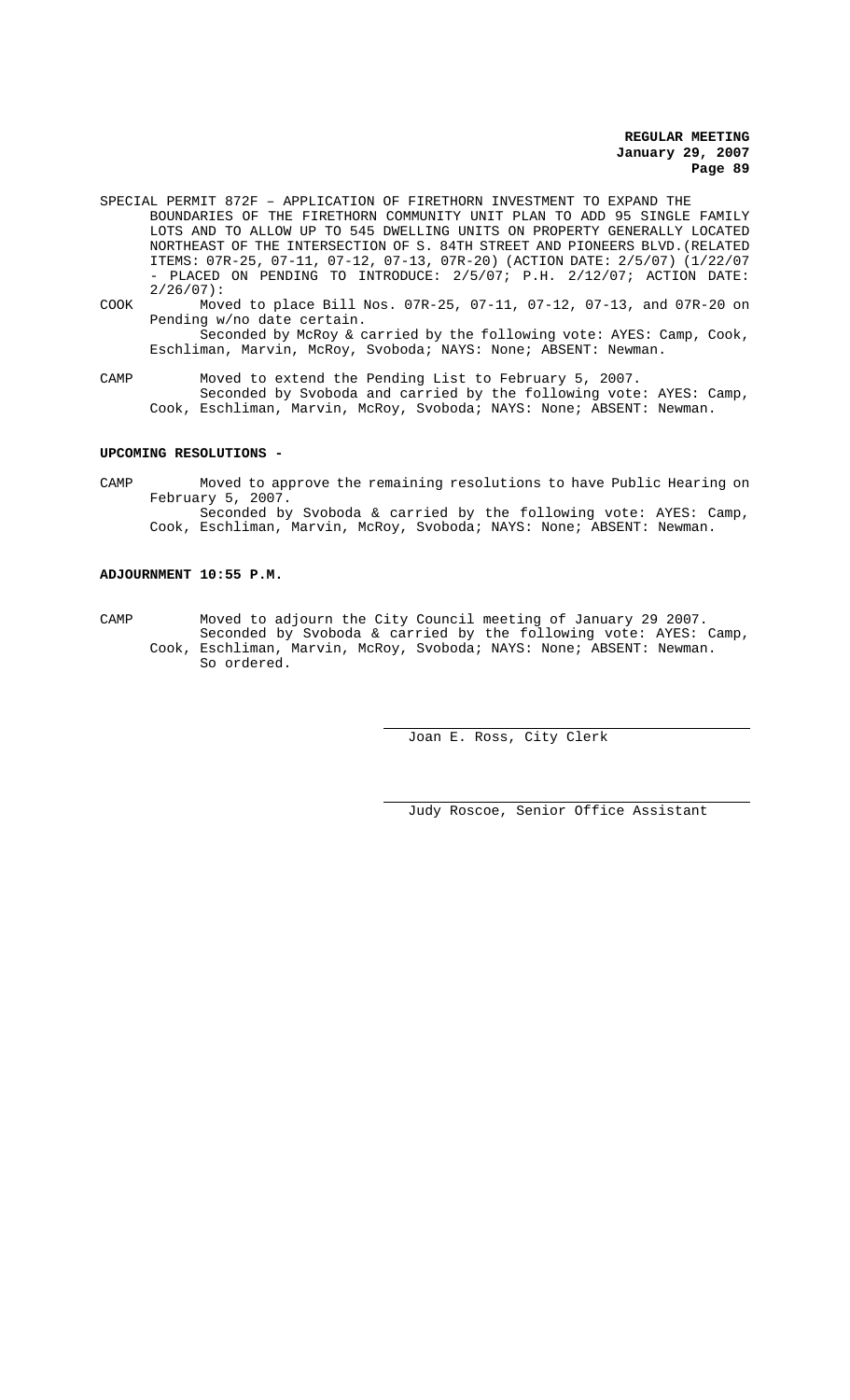SPECIAL PERMIT 872F – APPLICATION OF FIRETHORN INVESTMENT TO EXPAND THE BOUNDARIES OF THE FIRETHORN COMMUNITY UNIT PLAN TO ADD 95 SINGLE FAMILY LOTS AND TO ALLOW UP TO 545 DWELLING UNITS ON PROPERTY GENERALLY LOCATED NORTHEAST OF THE INTERSECTION OF S. 84TH STREET AND PIONEERS BLVD.(RELATED ITEMS: 07R-25, 07-11, 07-12, 07-13, 07R-20) (ACTION DATE: 2/5/07) (1/22/07 - PLACED ON PENDING TO INTRODUCE: 2/5/07; P.H. 2/12/07; ACTION DATE: 2/26/07):

COOK Moved to place Bill Nos. 07R-25, 07-11, 07-12, 07-13, and 07R-20 on Pending w/no date certain.
Seconded by McRoy & carried by the following vote: AYES: Camp, Cook, Eschliman, Marvin, McRoy, Svoboda; NAYS: None; ABSENT: Newman.

CAMP Moved to extend the Pending List to February 5, 2007.
Seconded by Svoboda and carried by the following vote: AYES: Camp, Cook, Eschliman, Marvin, McRoy, Svoboda; NAYS: None; ABSENT: Newman.

**UPCOMING RESOLUTIONS -**

CAMP Moved to approve the remaining resolutions to have Public Hearing on February 5, 2007.
Seconded by Svoboda & carried by the following vote: AYES: Camp, Cook, Eschliman, Marvin, McRoy, Svoboda; NAYS: None; ABSENT: Newman.

**ADJOURNMENT 10:55 P.M.**

CAMP Moved to adjourn the City Council meeting of January 29 2007.
Seconded by Svoboda & carried by the following vote: AYES: Camp, Cook, Eschliman, Marvin, McRoy, Svoboda; NAYS: None; ABSENT: Newman.
So ordered.

Joan E. Ross, City Clerk

Judy Roscoe, Senior Office Assistant